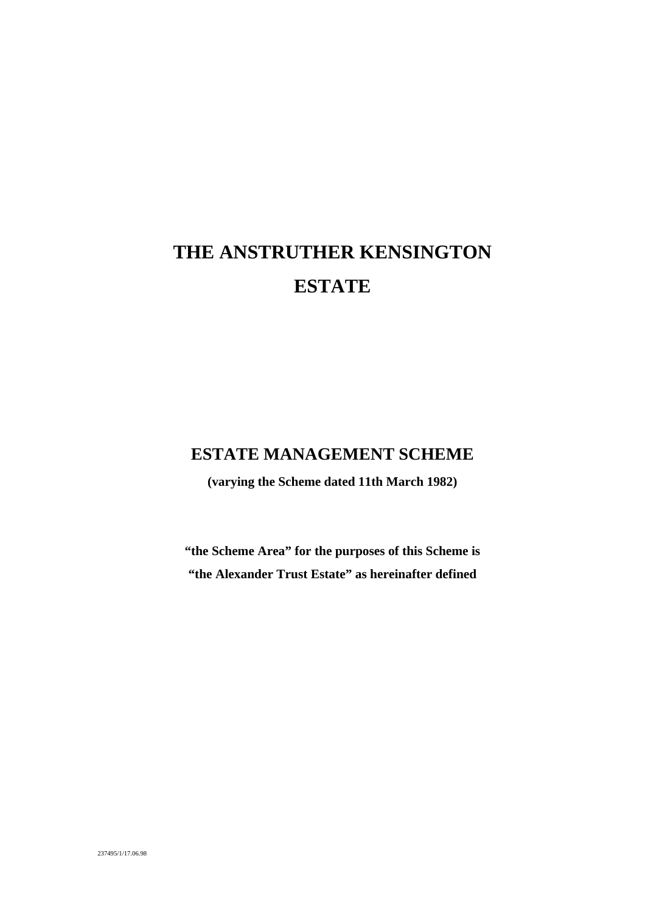# THE ANSTRUTHER KENSINGTON ESTATE

## ESTATE MANAGEMENT SCHEME

**(varying the Scheme dated 11th March 1982)**

**"the Scheme Area" for the purposes of this Scheme is "the Alexander Trust Estate" as hereinafter defined**

237495/1/17.06.98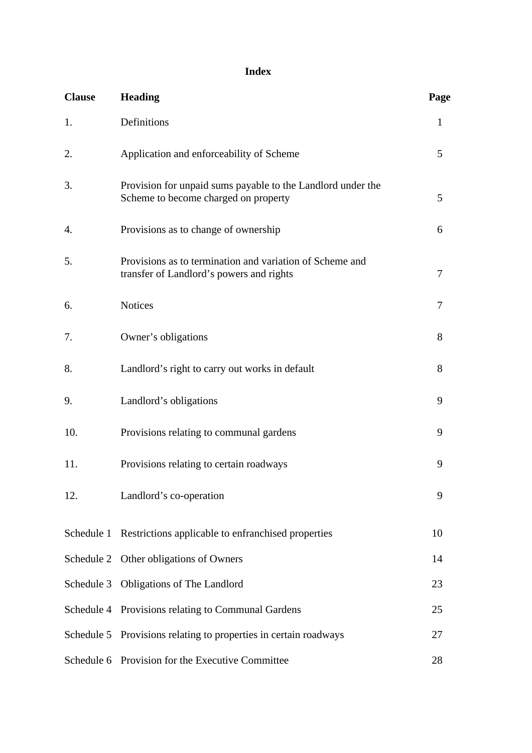# Index

| Clause | Heading | Page |
|---|---|---|
| 1. | Definitions | 1 |
| 2. | Application and enforceability of Scheme | 5 |
| 3. | Provision for unpaid sums payable to the Landlord under the Scheme to become charged on property | 5 |
| 4. | Provisions as to change of ownership | 6 |
| 5. | Provisions as to termination and variation of Scheme and transfer of Landlord's powers and rights | 7 |
| 6. | Notices | 7 |
| 7. | Owner's obligations | 8 |
| 8. | Landlord's right to carry out works in default | 8 |
| 9. | Landlord's obligations | 9 |
| 10. | Provisions relating to communal gardens | 9 |
| 11. | Provisions relating to certain roadways | 9 |
| 12. | Landlord's co-operation | 9 |
| Schedule 1 | Restrictions applicable to enfranchised properties | 10 |
| Schedule 2 | Other obligations of Owners | 14 |
| Schedule 3 | Obligations of The Landlord | 23 |
| Schedule 4 | Provisions relating to Communal Gardens | 25 |
| Schedule 5 | Provisions relating to properties in certain roadways | 27 |
| Schedule 6 | Provision for the Executive Committee | 28 |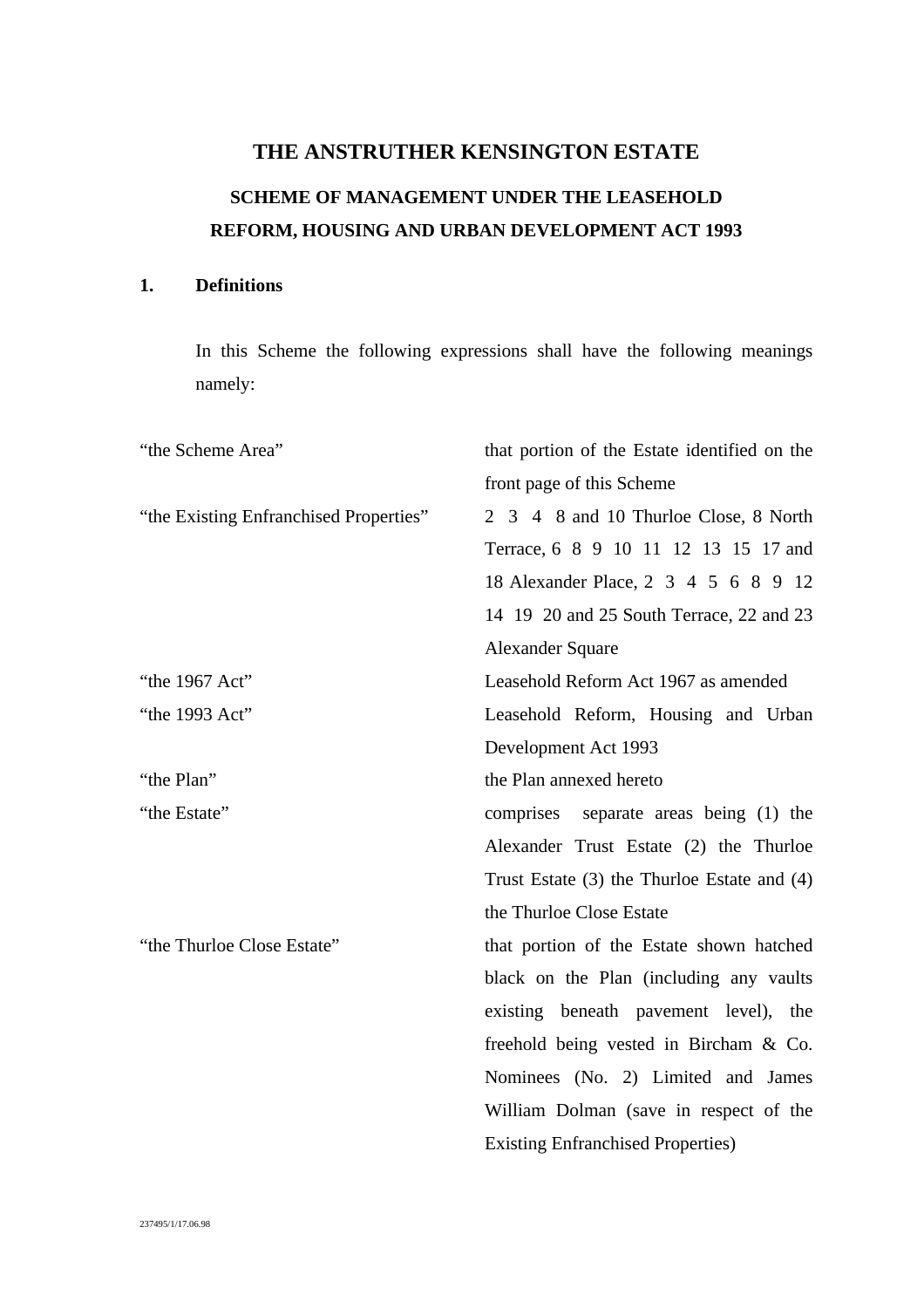# THE ANSTRUTHER KENSINGTON ESTATE

## SCHEME OF MANAGEMENT UNDER THE LEASEHOLD REFORM, HOUSING AND URBAN DEVELOPMENT ACT 1993

### 1. Definitions

In this Scheme the following expressions shall have the following meanings namely:

| | |
|---|---|
| "the Scheme Area" | that portion of the Estate identified on the front page of this Scheme |
| "the Existing Enfranchised Properties" | 2 3 4 8 and 10 Thurloe Close, 8 North Terrace, 6 8 9 10 11 12 13 15 17 and 18 Alexander Place, 2 3 4 5 6 8 9 12 14 19 20 and 25 South Terrace, 22 and 23 Alexander Square |
| "the 1967 Act" | Leasehold Reform Act 1967 as amended |
| "the 1993 Act" | Leasehold Reform, Housing and Urban Development Act 1993 |
| "the Plan" | the Plan annexed hereto |
| "the Estate" | comprises separate areas being (1) the Alexander Trust Estate (2) the Thurloe Trust Estate (3) the Thurloe Estate and (4) the Thurloe Close Estate |
| "the Thurloe Close Estate" | that portion of the Estate shown hatched black on the Plan (including any vaults existing beneath pavement level), the freehold being vested in Bircham & Co. Nominees (No. 2) Limited and James William Dolman (save in respect of the Existing Enfranchised Properties) |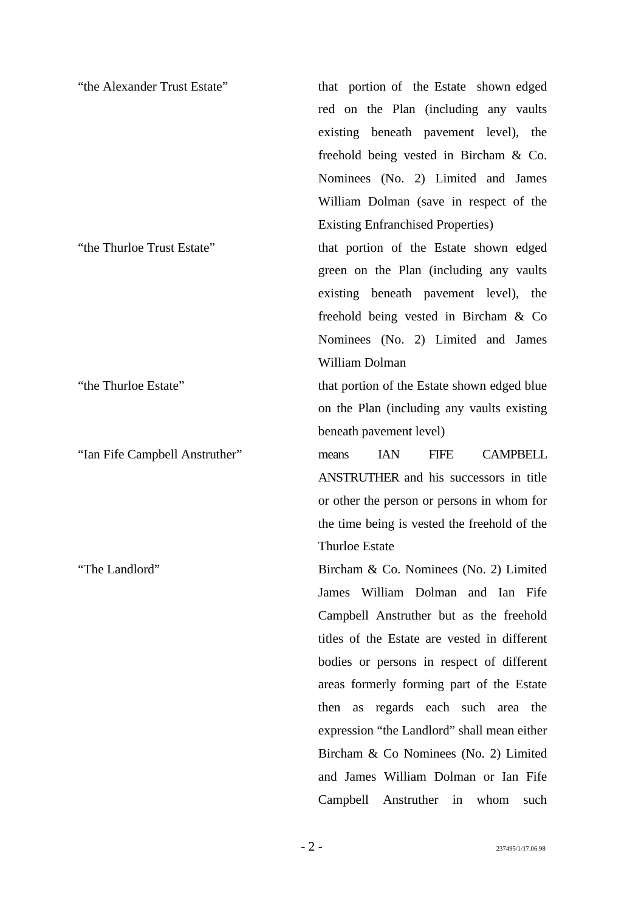| | |
|---|---|
| "the Alexander Trust Estate" | that portion of the Estate shown edged red on the Plan (including any vaults existing beneath pavement level), the freehold being vested in Bircham & Co. Nominees (No. 2) Limited and James William Dolman (save in respect of the Existing Enfranchised Properties) |
| "the Thurloe Trust Estate" | that portion of the Estate shown edged green on the Plan (including any vaults existing beneath pavement level), the freehold being vested in Bircham & Co Nominees (No. 2) Limited and James William Dolman |
| "the Thurloe Estate" | that portion of the Estate shown edged blue on the Plan (including any vaults existing beneath pavement level) |
| "Ian Fife Campbell Anstruther" | means IAN FIFE CAMPBELL ANSTRUTHER and his successors in title or other the person or persons in whom for the time being is vested the freehold of the Thurloe Estate |
| "The Landlord" | Bircham & Co. Nominees (No. 2) Limited James William Dolman and Ian Fife Campbell Anstruther but as the freehold titles of the Estate are vested in different bodies or persons in respect of different areas formerly forming part of the Estate then as regards each such area the expression "the Landlord" shall mean either Bircham & Co Nominees (No. 2) Limited and James William Dolman or Ian Fife Campbell Anstruther in whom such |

237495/1/17.06.98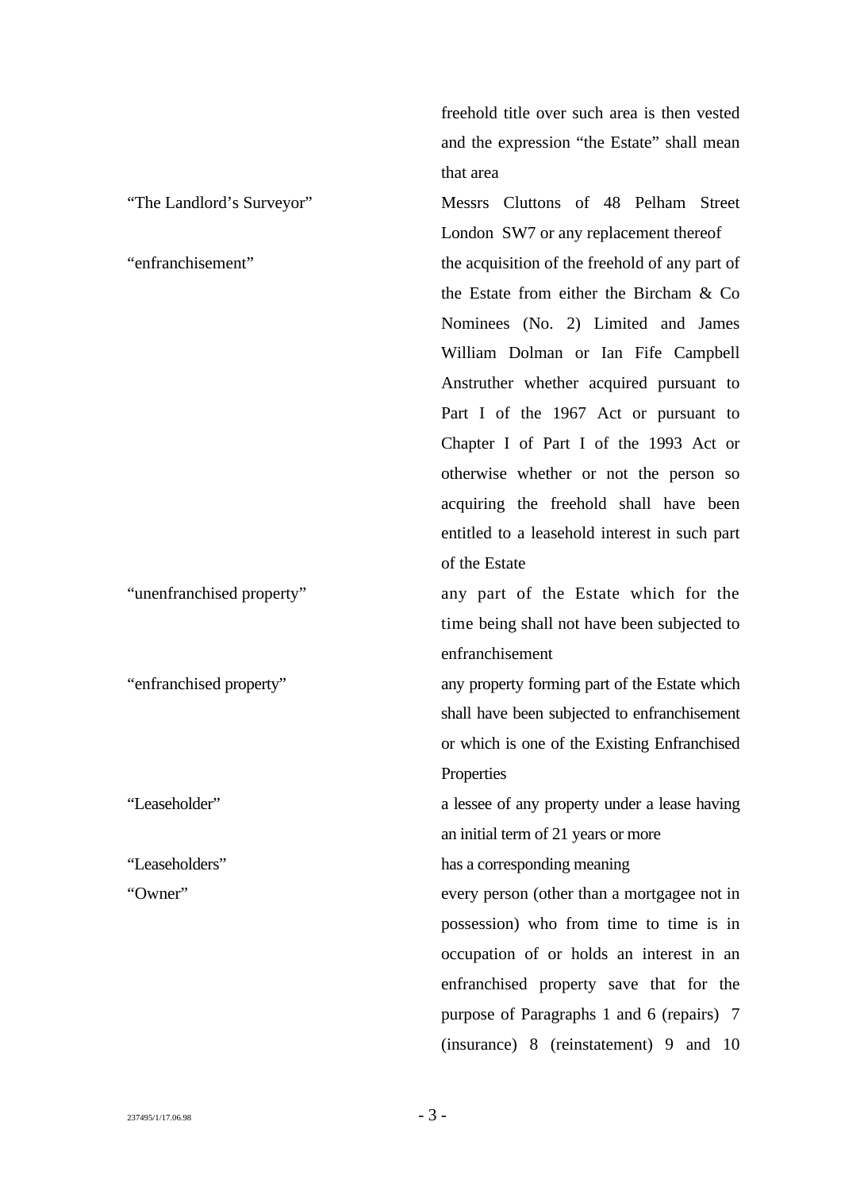| | |
|---|---|
| | freehold title over such area is then vested and the expression "the Estate" shall mean that area |
| "The Landlord's Surveyor" | Messrs Cluttons of 48 Pelham Street London SW7 or any replacement thereof |
| "enfranchisement" | the acquisition of the freehold of any part of the Estate from either the Bircham & Co Nominees (No. 2) Limited and James William Dolman or Ian Fife Campbell Anstruther whether acquired pursuant to Part I of the 1967 Act or pursuant to Chapter I of Part I of the 1993 Act or otherwise whether or not the person so acquiring the freehold shall have been entitled to a leasehold interest in such part of the Estate |
| "unenfranchised property" | any part of the Estate which for the time being shall not have been subjected to enfranchisement |
| "enfranchised property" | any property forming part of the Estate which shall have been subjected to enfranchisement or which is one of the Existing Enfranchised Properties |
| "Leaseholder" | a lessee of any property under a lease having an initial term of 21 years or more |
| "Leaseholders" | has a corresponding meaning |
| "Owner" | every person (other than a mortgagee not in possession) who from time to time is in occupation of or holds an interest in an enfranchised property save that for the purpose of Paragraphs 1 and 6 (repairs) 7 (insurance) 8 (reinstatement) 9 and 10 |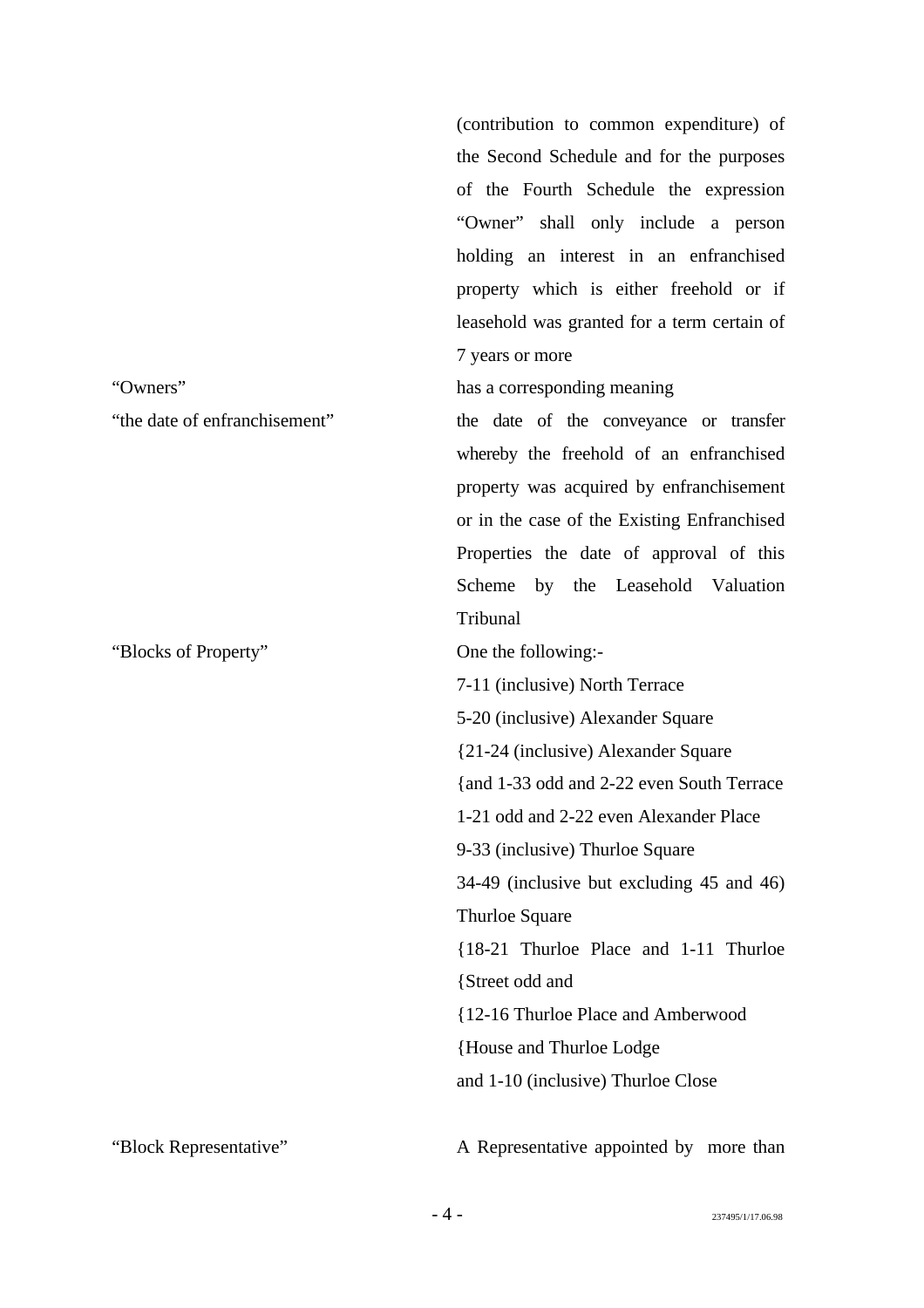(contribution to common expenditure) of the Second Schedule and for the purposes of the Fourth Schedule the expression "Owner" shall only include a person holding an interest in an enfranchised property which is either freehold or if leasehold was granted for a term certain of 7 years or more

| | |
|---|---|
| "Owners" | has a corresponding meaning |
| "the date of enfranchisement" | the date of the conveyance or transfer whereby the freehold of an enfranchised property was acquired by enfranchisement or in the case of the Existing Enfranchised Properties the date of approval of this Scheme by the Leasehold Valuation Tribunal |
| "Blocks of Property" | One the following:-<br>7-11 (inclusive) North Terrace<br>5-20 (inclusive) Alexander Square<br>{21-24 (inclusive) Alexander Square<br>{and 1-33 odd and 2-22 even South Terrace<br>1-21 odd and 2-22 even Alexander Place<br>9-33 (inclusive) Thurloe Square<br>34-49 (inclusive but excluding 45 and 46) Thurloe Square<br>{18-21 Thurloe Place and 1-11 Thurloe<br>{Street odd and<br>{12-16 Thurloe Place and Amberwood<br>{House and Thurloe Lodge<br>and 1-10 (inclusive) Thurloe Close |
| "Block Representative" | A Representative appointed by more than |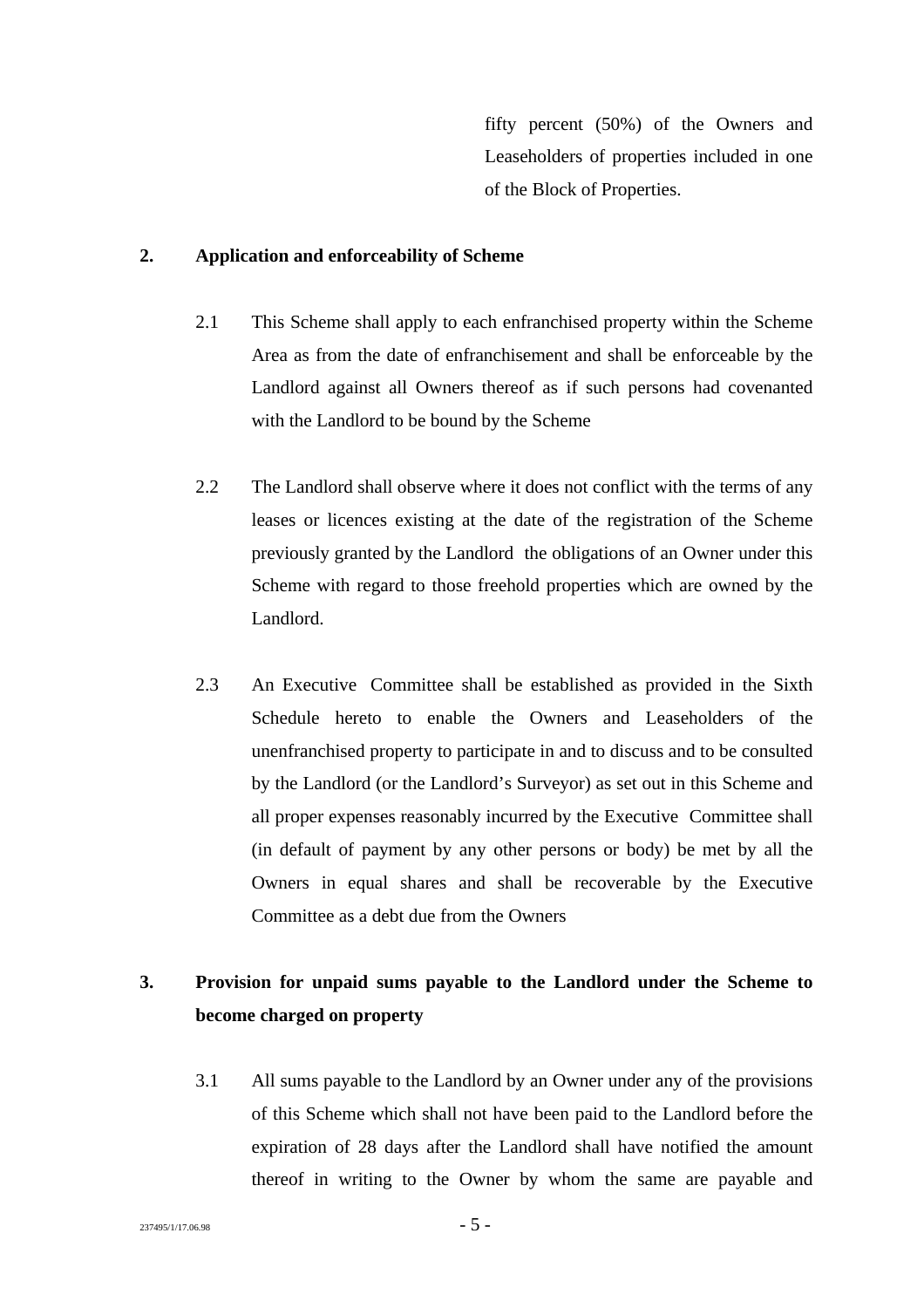fifty percent (50%) of the Owners and Leaseholders of properties included in one of the Block of Properties.

**2. Application and enforceability of Scheme**

2.1 This Scheme shall apply to each enfranchised property within the Scheme Area as from the date of enfranchisement and shall be enforceable by the Landlord against all Owners thereof as if such persons had covenanted with the Landlord to be bound by the Scheme

2.2 The Landlord shall observe where it does not conflict with the terms of any leases or licences existing at the date of the registration of the Scheme previously granted by the Landlord the obligations of an Owner under this Scheme with regard to those freehold properties which are owned by the Landlord.

2.3 An Executive Committee shall be established as provided in the Sixth Schedule hereto to enable the Owners and Leaseholders of the unenfranchised property to participate in and to discuss and to be consulted by the Landlord (or the Landlord's Surveyor) as set out in this Scheme and all proper expenses reasonably incurred by the Executive Committee shall (in default of payment by any other persons or body) be met by all the Owners in equal shares and shall be recoverable by the Executive Committee as a debt due from the Owners

**3. Provision for unpaid sums payable to the Landlord under the Scheme to become charged on property**

3.1 All sums payable to the Landlord by an Owner under any of the provisions of this Scheme which shall not have been paid to the Landlord before the expiration of 28 days after the Landlord shall have notified the amount thereof in writing to the Owner by whom the same are payable and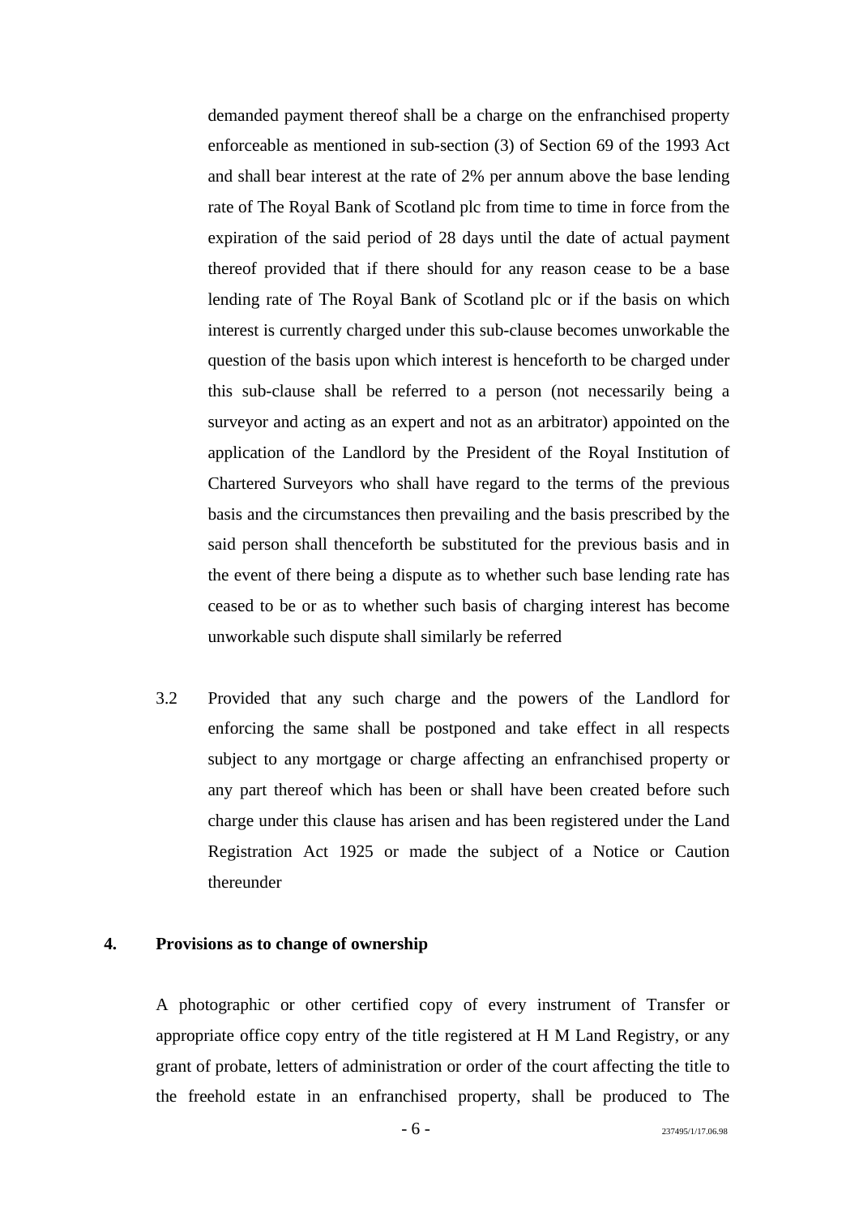demanded payment thereof shall be a charge on the enfranchised property enforceable as mentioned in sub-section (3) of Section 69 of the 1993 Act and shall bear interest at the rate of 2% per annum above the base lending rate of The Royal Bank of Scotland plc from time to time in force from the expiration of the said period of 28 days until the date of actual payment thereof provided that if there should for any reason cease to be a base lending rate of The Royal Bank of Scotland plc or if the basis on which interest is currently charged under this sub-clause becomes unworkable the question of the basis upon which interest is henceforth to be charged under this sub-clause shall be referred to a person (not necessarily being a surveyor and acting as an expert and not as an arbitrator) appointed on the application of the Landlord by the President of the Royal Institution of Chartered Surveyors who shall have regard to the terms of the previous basis and the circumstances then prevailing and the basis prescribed by the said person shall thenceforth be substituted for the previous basis and in the event of there being a dispute as to whether such base lending rate has ceased to be or as to whether such basis of charging interest has become unworkable such dispute shall similarly be referred

3.2 Provided that any such charge and the powers of the Landlord for enforcing the same shall be postponed and take effect in all respects subject to any mortgage or charge affecting an enfranchised property or any part thereof which has been or shall have been created before such charge under this clause has arisen and has been registered under the Land Registration Act 1925 or made the subject of a Notice or Caution thereunder

## 4. Provisions as to change of ownership

A photographic or other certified copy of every instrument of Transfer or appropriate office copy entry of the title registered at H M Land Registry, or any grant of probate, letters of administration or order of the court affecting the title to the freehold estate in an enfranchised property, shall be produced to The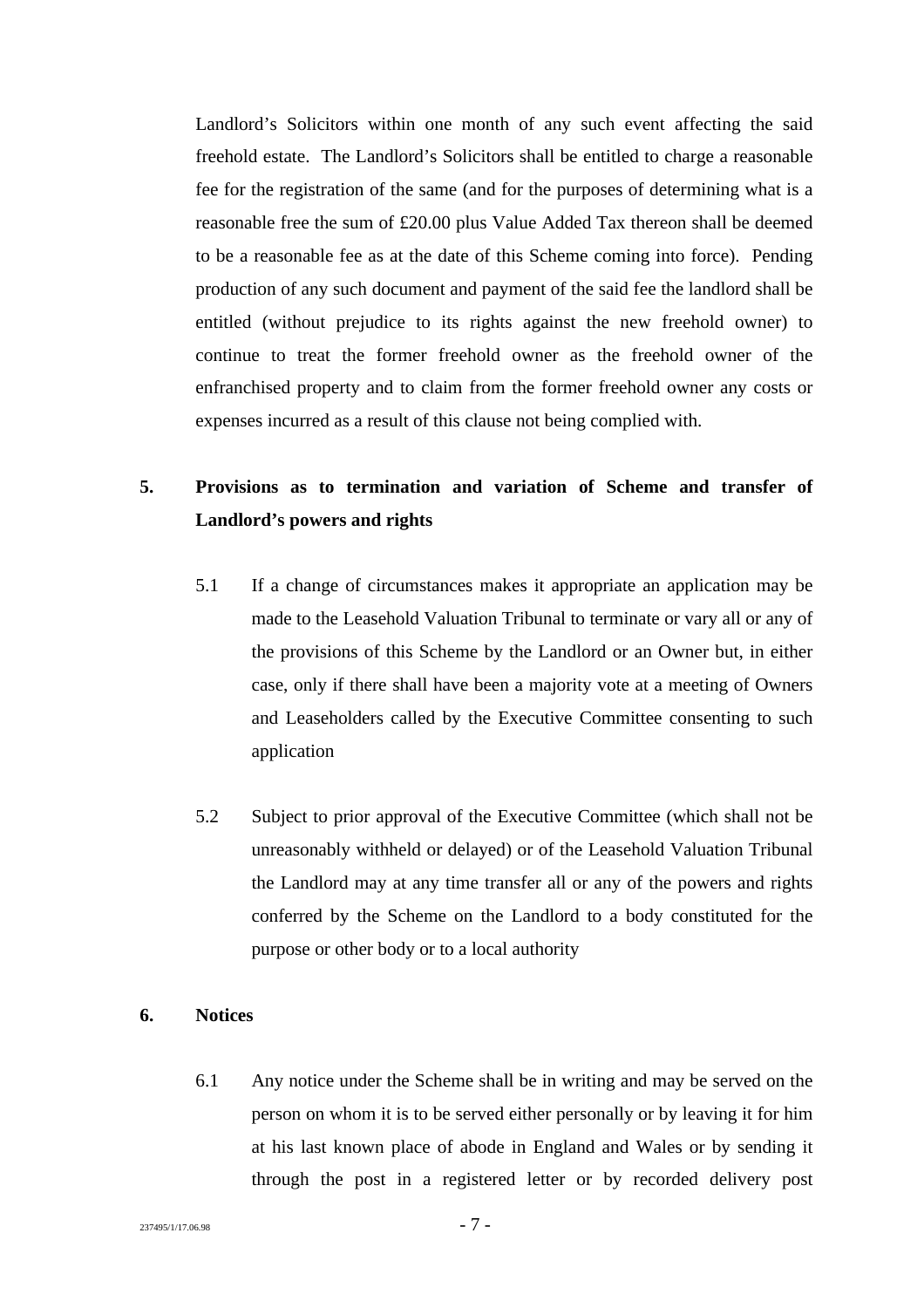Landlord's Solicitors within one month of any such event affecting the said freehold estate. The Landlord's Solicitors shall be entitled to charge a reasonable fee for the registration of the same (and for the purposes of determining what is a reasonable free the sum of £20.00 plus Value Added Tax thereon shall be deemed to be a reasonable fee as at the date of this Scheme coming into force). Pending production of any such document and payment of the said fee the landlord shall be entitled (without prejudice to its rights against the new freehold owner) to continue to treat the former freehold owner as the freehold owner of the enfranchised property and to claim from the former freehold owner any costs or expenses incurred as a result of this clause not being complied with.

**5. Provisions as to termination and variation of Scheme and transfer of Landlord's powers and rights**

5.1 If a change of circumstances makes it appropriate an application may be made to the Leasehold Valuation Tribunal to terminate or vary all or any of the provisions of this Scheme by the Landlord or an Owner but, in either case, only if there shall have been a majority vote at a meeting of Owners and Leaseholders called by the Executive Committee consenting to such application

5.2 Subject to prior approval of the Executive Committee (which shall not be unreasonably withheld or delayed) or of the Leasehold Valuation Tribunal the Landlord may at any time transfer all or any of the powers and rights conferred by the Scheme on the Landlord to a body constituted for the purpose or other body or to a local authority

**6. Notices**

6.1 Any notice under the Scheme shall be in writing and may be served on the person on whom it is to be served either personally or by leaving it for him at his last known place of abode in England and Wales or by sending it through the post in a registered letter or by recorded delivery post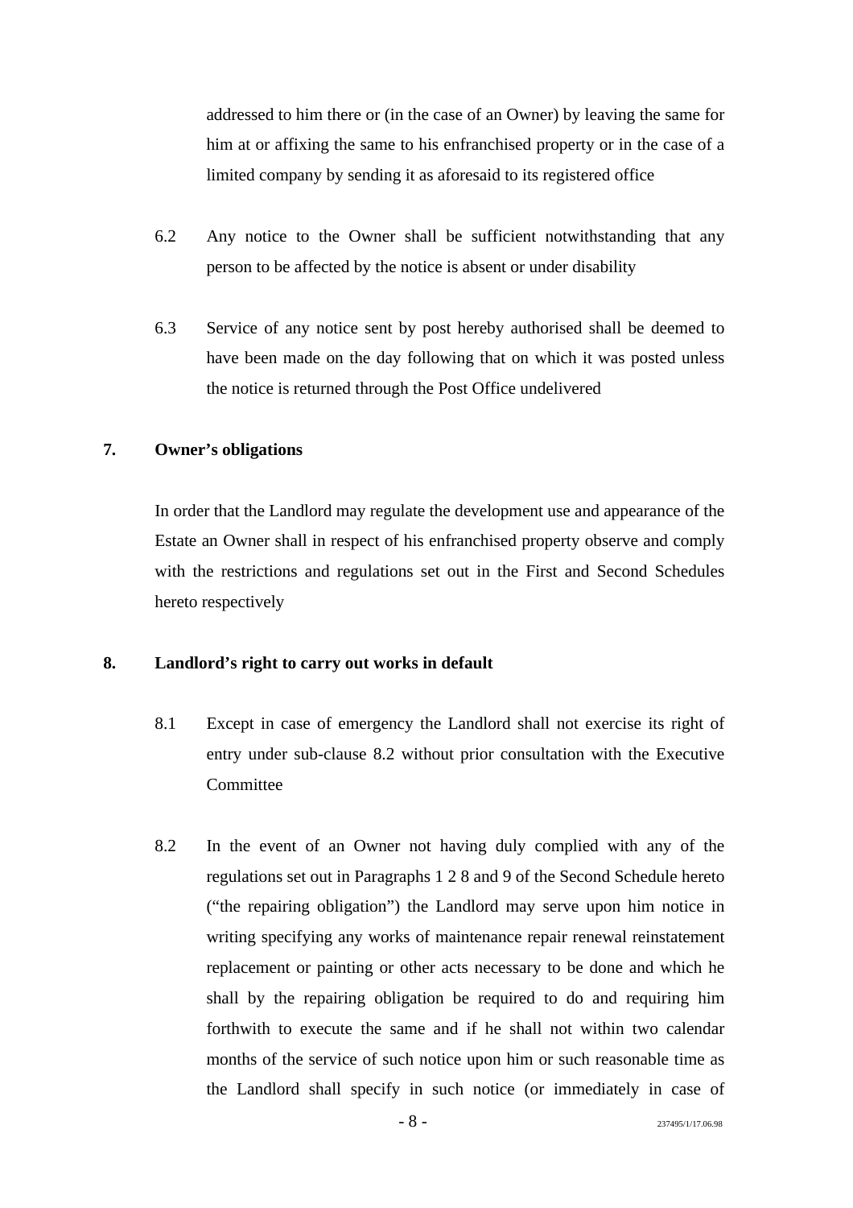addressed to him there or (in the case of an Owner) by leaving the same for him at or affixing the same to his enfranchised property or in the case of a limited company by sending it as aforesaid to its registered office

6.2 Any notice to the Owner shall be sufficient notwithstanding that any person to be affected by the notice is absent or under disability

6.3 Service of any notice sent by post hereby authorised shall be deemed to have been made on the day following that on which it was posted unless the notice is returned through the Post Office undelivered

**7. Owner's obligations**

In order that the Landlord may regulate the development use and appearance of the Estate an Owner shall in respect of his enfranchised property observe and comply with the restrictions and regulations set out in the First and Second Schedules hereto respectively

**8. Landlord's right to carry out works in default**

8.1 Except in case of emergency the Landlord shall not exercise its right of entry under sub-clause 8.2 without prior consultation with the Executive Committee

8.2 In the event of an Owner not having duly complied with any of the regulations set out in Paragraphs 1 2 8 and 9 of the Second Schedule hereto ("the repairing obligation") the Landlord may serve upon him notice in writing specifying any works of maintenance repair renewal reinstatement replacement or painting or other acts necessary to be done and which he shall by the repairing obligation be required to do and requiring him forthwith to execute the same and if he shall not within two calendar months of the service of such notice upon him or such reasonable time as the Landlord shall specify in such notice (or immediately in case of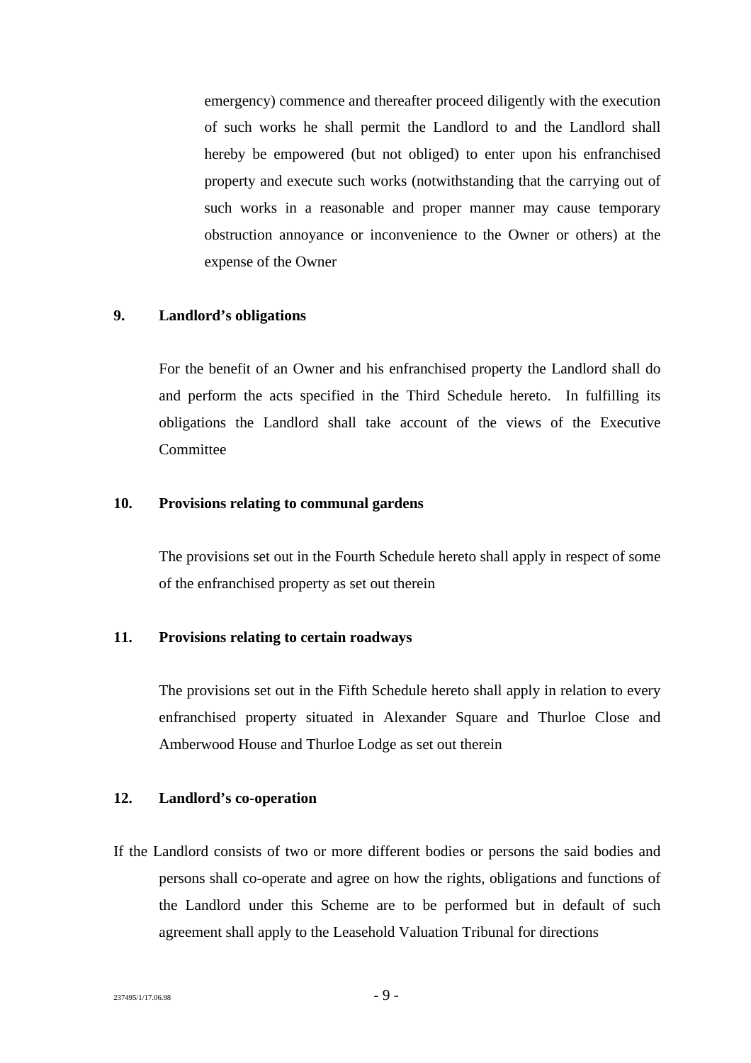emergency) commence and thereafter proceed diligently with the execution of such works he shall permit the Landlord to and the Landlord shall hereby be empowered (but not obliged) to enter upon his enfranchised property and execute such works (notwithstanding that the carrying out of such works in a reasonable and proper manner may cause temporary obstruction annoyance or inconvenience to the Owner or others) at the expense of the Owner

**9. Landlord's obligations**

For the benefit of an Owner and his enfranchised property the Landlord shall do and perform the acts specified in the Third Schedule hereto. In fulfilling its obligations the Landlord shall take account of the views of the Executive Committee

**10. Provisions relating to communal gardens**

The provisions set out in the Fourth Schedule hereto shall apply in respect of some of the enfranchised property as set out therein

**11. Provisions relating to certain roadways**

The provisions set out in the Fifth Schedule hereto shall apply in relation to every enfranchised property situated in Alexander Square and Thurloe Close and Amberwood House and Thurloe Lodge as set out therein

**12. Landlord's co-operation**

If the Landlord consists of two or more different bodies or persons the said bodies and persons shall co-operate and agree on how the rights, obligations and functions of the Landlord under this Scheme are to be performed but in default of such agreement shall apply to the Leasehold Valuation Tribunal for directions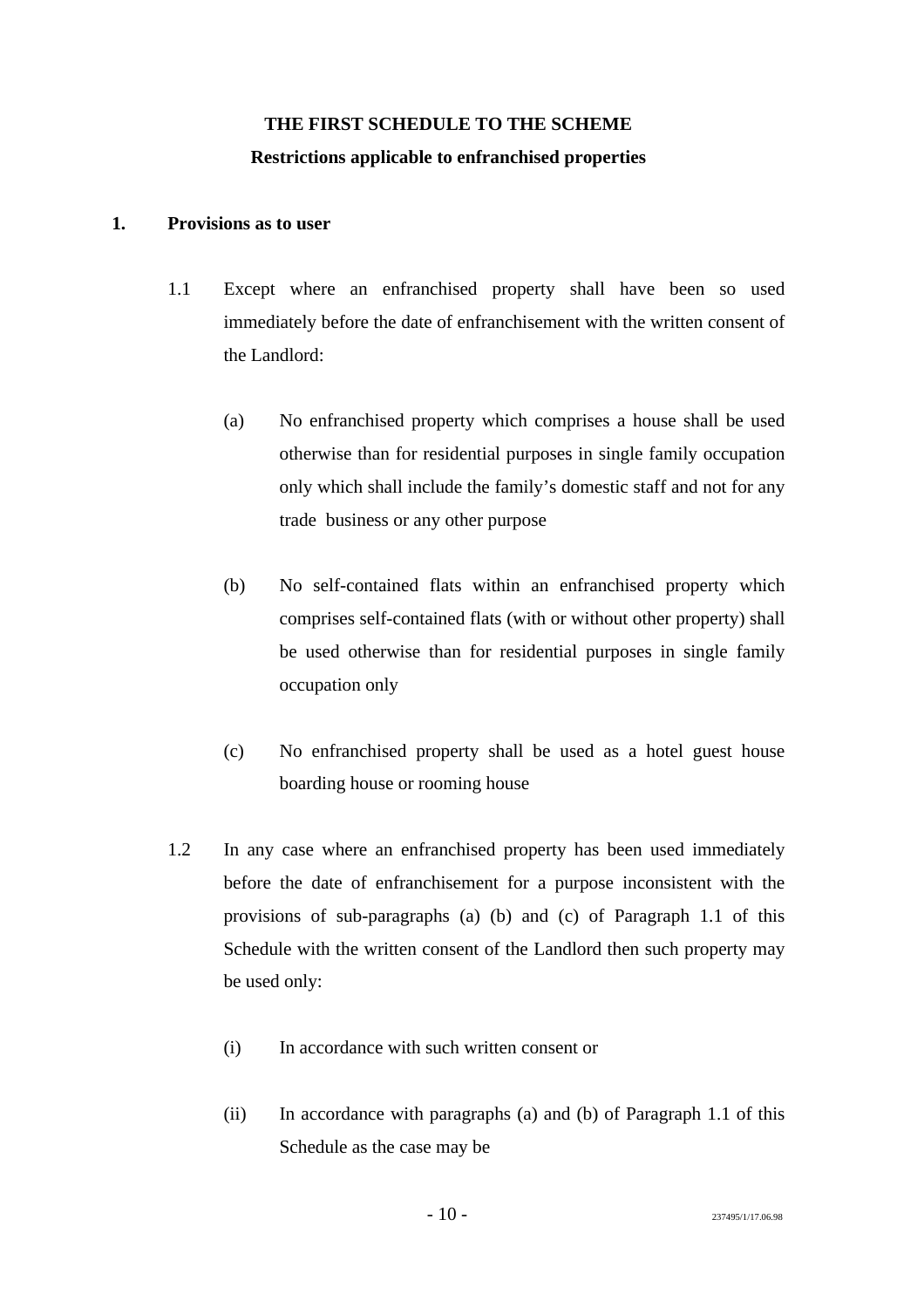**THE FIRST SCHEDULE TO THE SCHEME**

**Restrictions applicable to enfranchised properties**

**1. Provisions as to user**

1.1 Except where an enfranchised property shall have been so used immediately before the date of enfranchisement with the written consent of the Landlord:

(a) No enfranchised property which comprises a house shall be used otherwise than for residential purposes in single family occupation only which shall include the family's domestic staff and not for any trade business or any other purpose

(b) No self-contained flats within an enfranchised property which comprises self-contained flats (with or without other property) shall be used otherwise than for residential purposes in single family occupation only

(c) No enfranchised property shall be used as a hotel guest house boarding house or rooming house

1.2 In any case where an enfranchised property has been used immediately before the date of enfranchisement for a purpose inconsistent with the provisions of sub-paragraphs (a) (b) and (c) of Paragraph 1.1 of this Schedule with the written consent of the Landlord then such property may be used only:

(i) In accordance with such written consent or

(ii) In accordance with paragraphs (a) and (b) of Paragraph 1.1 of this Schedule as the case may be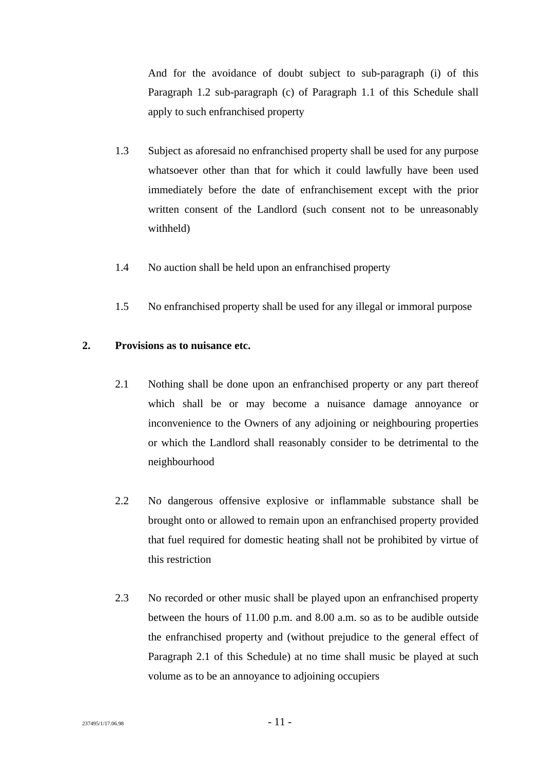And for the avoidance of doubt subject to sub-paragraph (i) of this Paragraph 1.2 sub-paragraph (c) of Paragraph 1.1 of this Schedule shall apply to such enfranchised property

1.3 Subject as aforesaid no enfranchised property shall be used for any purpose whatsoever other than that for which it could lawfully have been used immediately before the date of enfranchisement except with the prior written consent of the Landlord (such consent not to be unreasonably withheld)

1.4 No auction shall be held upon an enfranchised property

1.5 No enfranchised property shall be used for any illegal or immoral purpose

**2. Provisions as to nuisance etc.**

2.1 Nothing shall be done upon an enfranchised property or any part thereof which shall be or may become a nuisance damage annoyance or inconvenience to the Owners of any adjoining or neighbouring properties or which the Landlord shall reasonably consider to be detrimental to the neighbourhood

2.2 No dangerous offensive explosive or inflammable substance shall be brought onto or allowed to remain upon an enfranchised property provided that fuel required for domestic heating shall not be prohibited by virtue of this restriction

2.3 No recorded or other music shall be played upon an enfranchised property between the hours of 11.00 p.m. and 8.00 a.m. so as to be audible outside the enfranchised property and (without prejudice to the general effect of Paragraph 2.1 of this Schedule) at no time shall music be played at such volume as to be an annoyance to adjoining occupiers

237495/1/17.06.98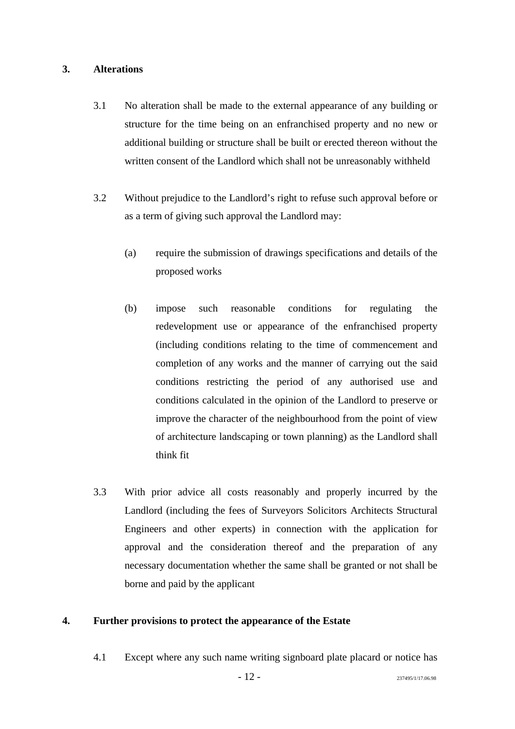**3. Alterations**

3.1 No alteration shall be made to the external appearance of any building or structure for the time being on an enfranchised property and no new or additional building or structure shall be built or erected thereon without the written consent of the Landlord which shall not be unreasonably withheld

3.2 Without prejudice to the Landlord's right to refuse such approval before or as a term of giving such approval the Landlord may:

(a) require the submission of drawings specifications and details of the proposed works

(b) impose such reasonable conditions for regulating the redevelopment use or appearance of the enfranchised property (including conditions relating to the time of commencement and completion of any works and the manner of carrying out the said conditions restricting the period of any authorised use and conditions calculated in the opinion of the Landlord to preserve or improve the character of the neighbourhood from the point of view of architecture landscaping or town planning) as the Landlord shall think fit

3.3 With prior advice all costs reasonably and properly incurred by the Landlord (including the fees of Surveyors Solicitors Architects Structural Engineers and other experts) in connection with the application for approval and the consideration thereof and the preparation of any necessary documentation whether the same shall be granted or not shall be borne and paid by the applicant

**4. Further provisions to protect the appearance of the Estate**

4.1 Except where any such name writing signboard plate placard or notice has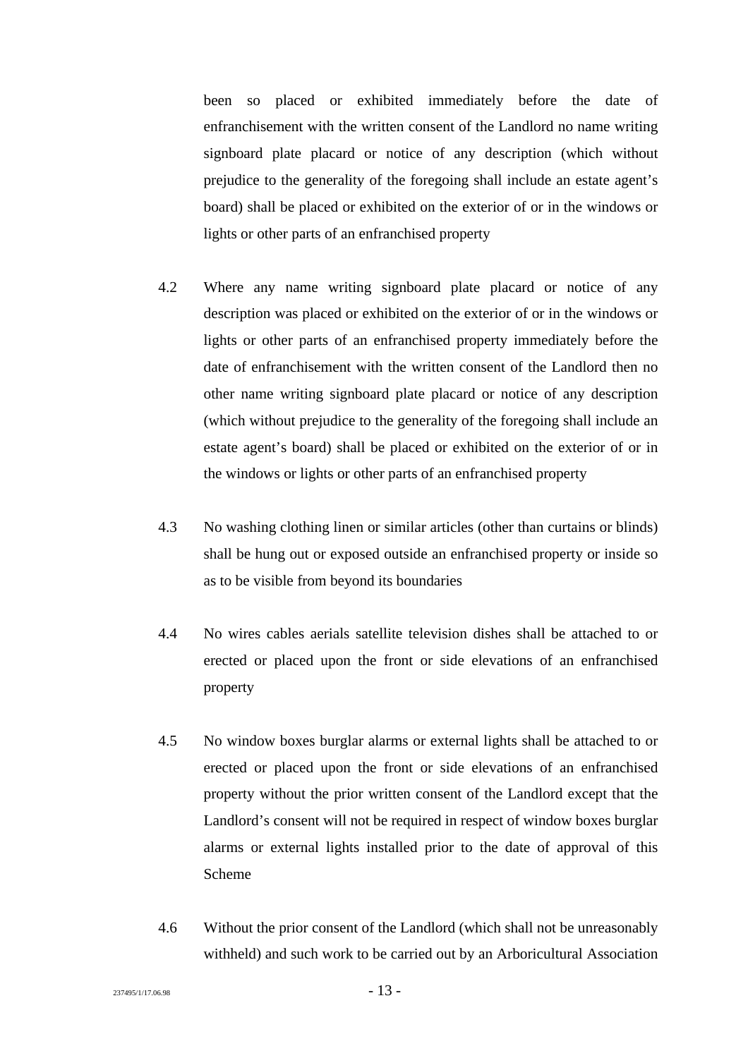been so placed or exhibited immediately before the date of enfranchisement with the written consent of the Landlord no name writing signboard plate placard or notice of any description (which without prejudice to the generality of the foregoing shall include an estate agent's board) shall be placed or exhibited on the exterior of or in the windows or lights or other parts of an enfranchised property

4.2 Where any name writing signboard plate placard or notice of any description was placed or exhibited on the exterior of or in the windows or lights or other parts of an enfranchised property immediately before the date of enfranchisement with the written consent of the Landlord then no other name writing signboard plate placard or notice of any description (which without prejudice to the generality of the foregoing shall include an estate agent's board) shall be placed or exhibited on the exterior of or in the windows or lights or other parts of an enfranchised property

4.3 No washing clothing linen or similar articles (other than curtains or blinds) shall be hung out or exposed outside an enfranchised property or inside so as to be visible from beyond its boundaries

4.4 No wires cables aerials satellite television dishes shall be attached to or erected or placed upon the front or side elevations of an enfranchised property

4.5 No window boxes burglar alarms or external lights shall be attached to or erected or placed upon the front or side elevations of an enfranchised property without the prior written consent of the Landlord except that the Landlord's consent will not be required in respect of window boxes burglar alarms or external lights installed prior to the date of approval of this Scheme

4.6 Without the prior consent of the Landlord (which shall not be unreasonably withheld) and such work to be carried out by an Arboricultural Association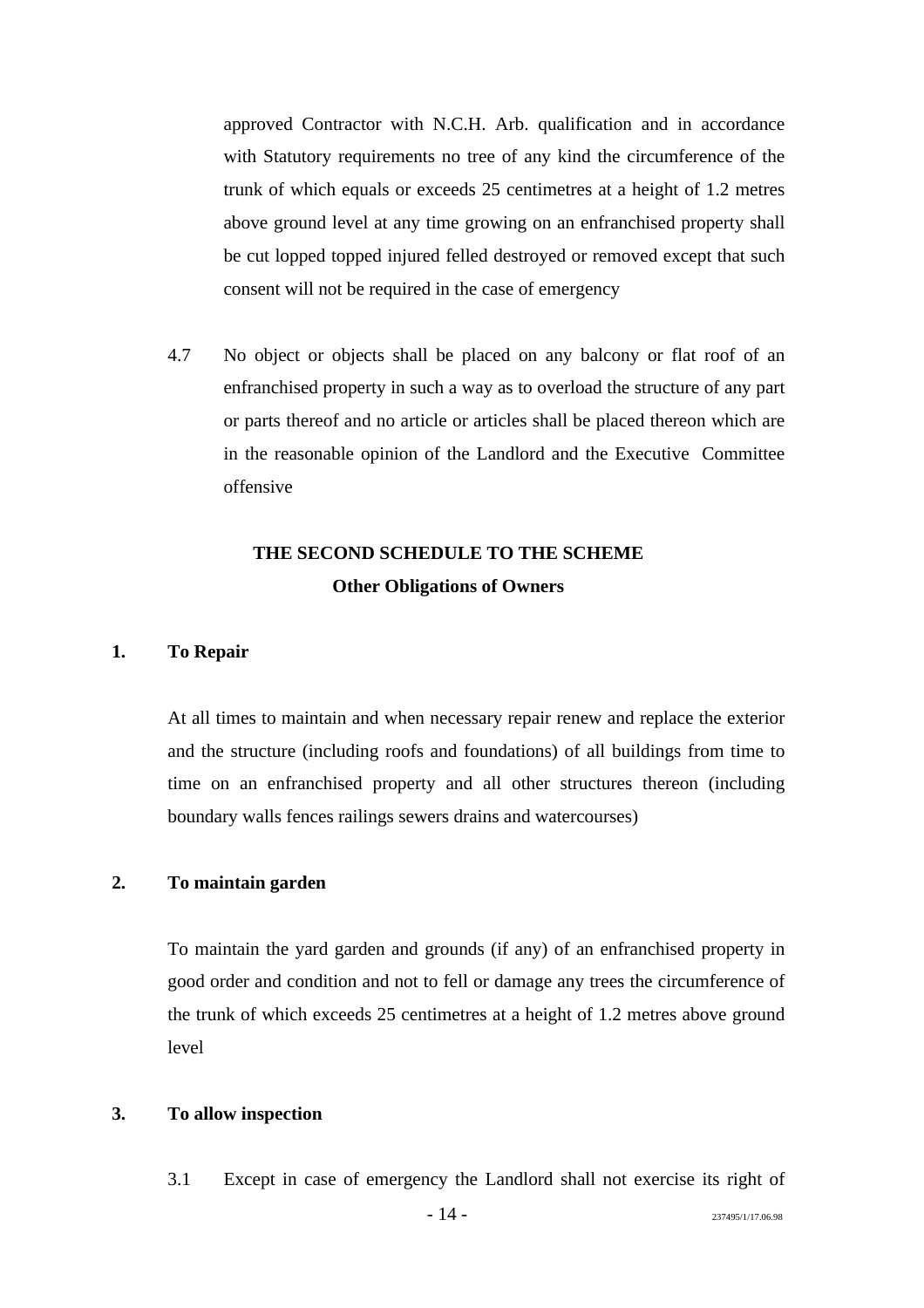approved Contractor with N.C.H. Arb. qualification and in accordance with Statutory requirements no tree of any kind the circumference of the trunk of which equals or exceeds 25 centimetres at a height of 1.2 metres above ground level at any time growing on an enfranchised property shall be cut lopped topped injured felled destroyed or removed except that such consent will not be required in the case of emergency

4.7 No object or objects shall be placed on any balcony or flat roof of an enfranchised property in such a way as to overload the structure of any part or parts thereof and no article or articles shall be placed thereon which are in the reasonable opinion of the Landlord and the Executive Committee offensive

## THE SECOND SCHEDULE TO THE SCHEME
### Other Obligations of Owners

**1. To Repair**

At all times to maintain and when necessary repair renew and replace the exterior and the structure (including roofs and foundations) of all buildings from time to time on an enfranchised property and all other structures thereon (including boundary walls fences railings sewers drains and watercourses)

**2. To maintain garden**

To maintain the yard garden and grounds (if any) of an enfranchised property in good order and condition and not to fell or damage any trees the circumference of the trunk of which exceeds 25 centimetres at a height of 1.2 metres above ground level

**3. To allow inspection**

3.1 Except in case of emergency the Landlord shall not exercise its right of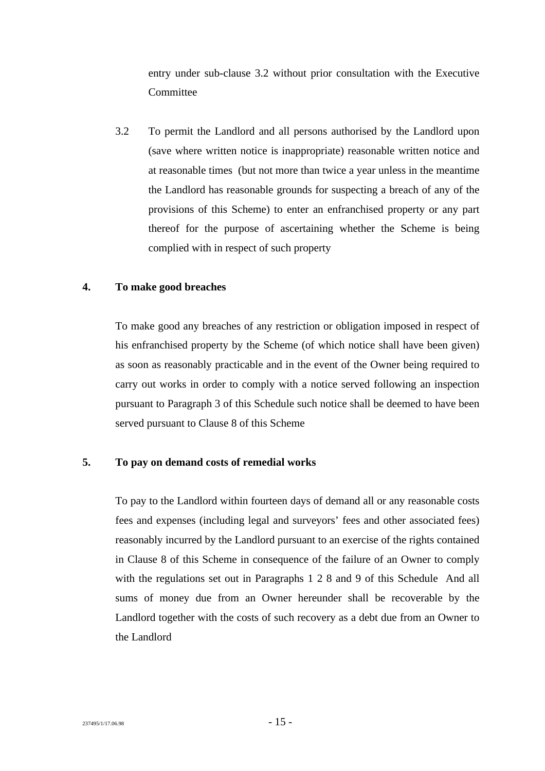entry under sub-clause 3.2 without prior consultation with the Executive Committee

3.2 To permit the Landlord and all persons authorised by the Landlord upon (save where written notice is inappropriate) reasonable written notice and at reasonable times (but not more than twice a year unless in the meantime the Landlord has reasonable grounds for suspecting a breach of any of the provisions of this Scheme) to enter an enfranchised property or any part thereof for the purpose of ascertaining whether the Scheme is being complied with in respect of such property

**4. To make good breaches**

To make good any breaches of any restriction or obligation imposed in respect of his enfranchised property by the Scheme (of which notice shall have been given) as soon as reasonably practicable and in the event of the Owner being required to carry out works in order to comply with a notice served following an inspection pursuant to Paragraph 3 of this Schedule such notice shall be deemed to have been served pursuant to Clause 8 of this Scheme

**5. To pay on demand costs of remedial works**

To pay to the Landlord within fourteen days of demand all or any reasonable costs fees and expenses (including legal and surveyors' fees and other associated fees) reasonably incurred by the Landlord pursuant to an exercise of the rights contained in Clause 8 of this Scheme in consequence of the failure of an Owner to comply with the regulations set out in Paragraphs 1 2 8 and 9 of this Schedule And all sums of money due from an Owner hereunder shall be recoverable by the Landlord together with the costs of such recovery as a debt due from an Owner to the Landlord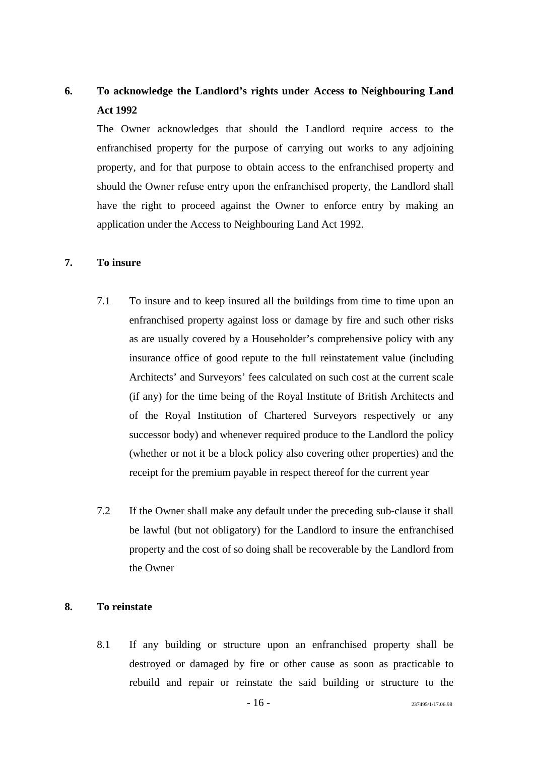**6. To acknowledge the Landlord's rights under Access to Neighbouring Land Act 1992**

The Owner acknowledges that should the Landlord require access to the enfranchised property for the purpose of carrying out works to any adjoining property, and for that purpose to obtain access to the enfranchised property and should the Owner refuse entry upon the enfranchised property, the Landlord shall have the right to proceed against the Owner to enforce entry by making an application under the Access to Neighbouring Land Act 1992.

**7. To insure**

7.1 To insure and to keep insured all the buildings from time to time upon an enfranchised property against loss or damage by fire and such other risks as are usually covered by a Householder's comprehensive policy with any insurance office of good repute to the full reinstatement value (including Architects' and Surveyors' fees calculated on such cost at the current scale (if any) for the time being of the Royal Institute of British Architects and of the Royal Institution of Chartered Surveyors respectively or any successor body) and whenever required produce to the Landlord the policy (whether or not it be a block policy also covering other properties) and the receipt for the premium payable in respect thereof for the current year

7.2 If the Owner shall make any default under the preceding sub-clause it shall be lawful (but not obligatory) for the Landlord to insure the enfranchised property and the cost of so doing shall be recoverable by the Landlord from the Owner

**8. To reinstate**

8.1 If any building or structure upon an enfranchised property shall be destroyed or damaged by fire or other cause as soon as practicable to rebuild and repair or reinstate the said building or structure to the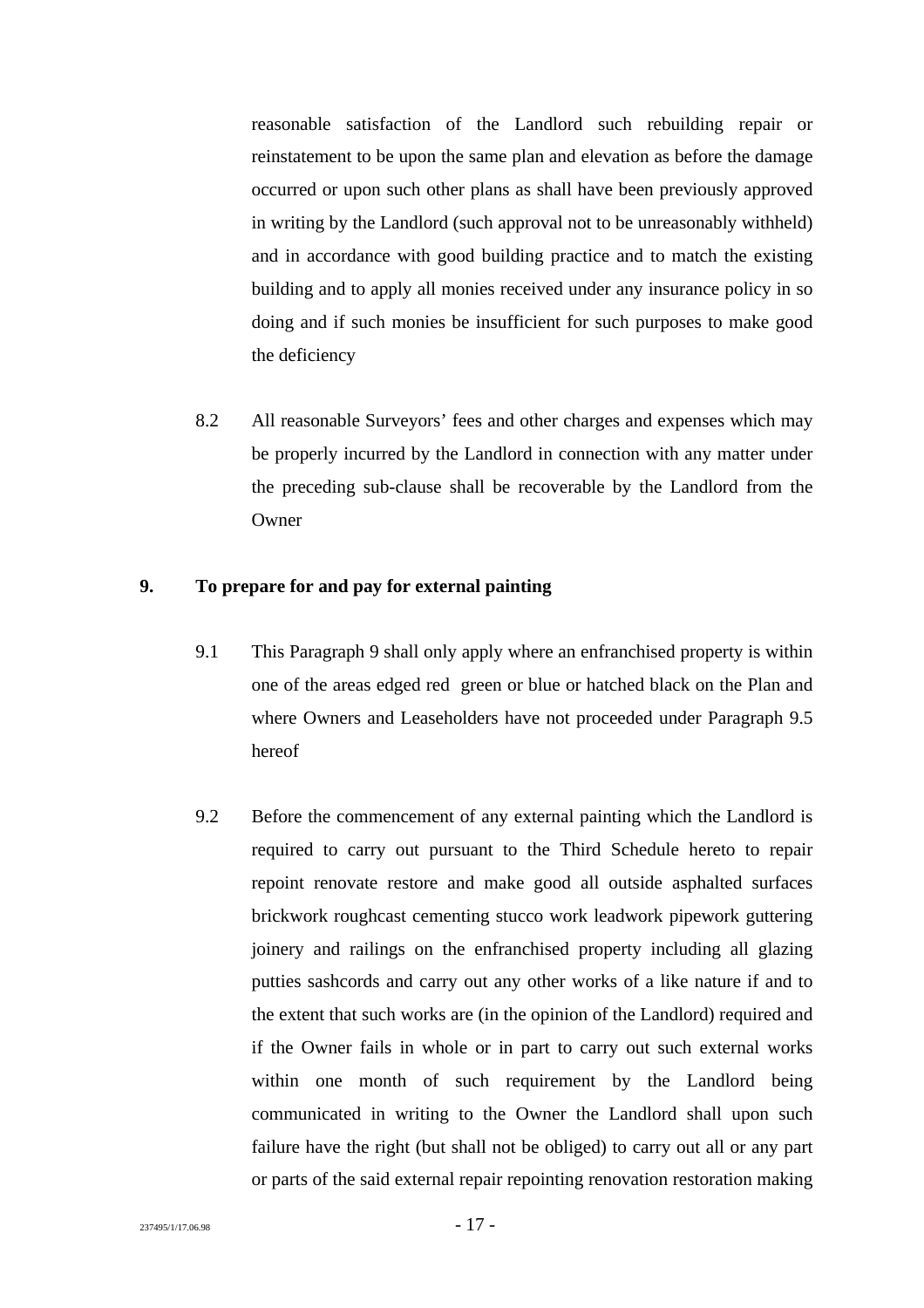reasonable satisfaction of the Landlord such rebuilding repair or reinstatement to be upon the same plan and elevation as before the damage occurred or upon such other plans as shall have been previously approved in writing by the Landlord (such approval not to be unreasonably withheld) and in accordance with good building practice and to match the existing building and to apply all monies received under any insurance policy in so doing and if such monies be insufficient for such purposes to make good the deficiency

8.2 All reasonable Surveyors' fees and other charges and expenses which may be properly incurred by the Landlord in connection with any matter under the preceding sub-clause shall be recoverable by the Landlord from the Owner

**9. To prepare for and pay for external painting**

9.1 This Paragraph 9 shall only apply where an enfranchised property is within one of the areas edged red green or blue or hatched black on the Plan and where Owners and Leaseholders have not proceeded under Paragraph 9.5 hereof

9.2 Before the commencement of any external painting which the Landlord is required to carry out pursuant to the Third Schedule hereto to repair repoint renovate restore and make good all outside asphalted surfaces brickwork roughcast cementing stucco work leadwork pipework guttering joinery and railings on the enfranchised property including all glazing putties sashcords and carry out any other works of a like nature if and to the extent that such works are (in the opinion of the Landlord) required and if the Owner fails in whole or in part to carry out such external works within one month of such requirement by the Landlord being communicated in writing to the Owner the Landlord shall upon such failure have the right (but shall not be obliged) to carry out all or any part or parts of the said external repair repointing renovation restoration making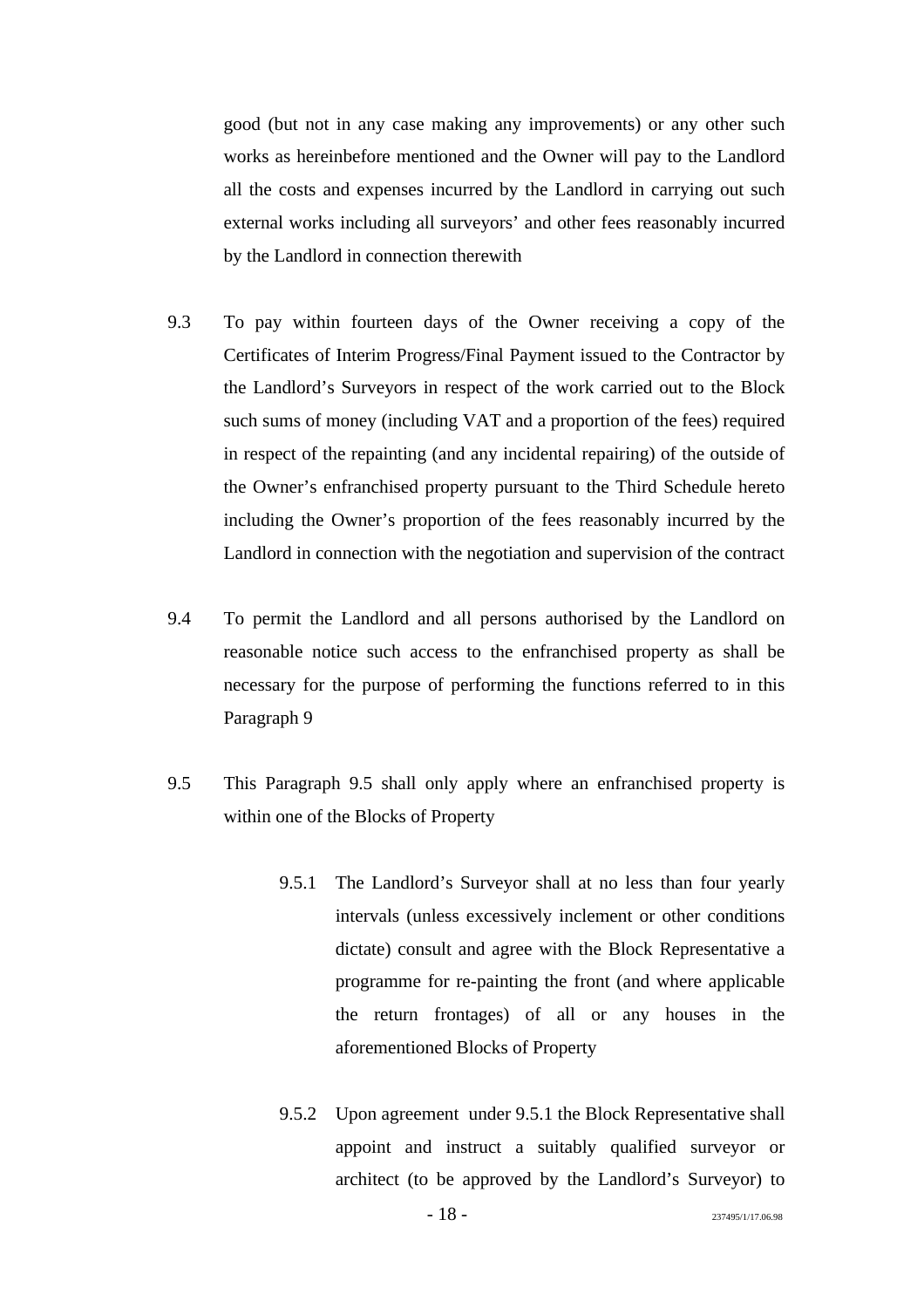good (but not in any case making any improvements) or any other such works as hereinbefore mentioned and the Owner will pay to the Landlord all the costs and expenses incurred by the Landlord in carrying out such external works including all surveyors' and other fees reasonably incurred by the Landlord in connection therewith

9.3 To pay within fourteen days of the Owner receiving a copy of the Certificates of Interim Progress/Final Payment issued to the Contractor by the Landlord's Surveyors in respect of the work carried out to the Block such sums of money (including VAT and a proportion of the fees) required in respect of the repainting (and any incidental repairing) of the outside of the Owner's enfranchised property pursuant to the Third Schedule hereto including the Owner's proportion of the fees reasonably incurred by the Landlord in connection with the negotiation and supervision of the contract

9.4 To permit the Landlord and all persons authorised by the Landlord on reasonable notice such access to the enfranchised property as shall be necessary for the purpose of performing the functions referred to in this Paragraph 9

9.5 This Paragraph 9.5 shall only apply where an enfranchised property is within one of the Blocks of Property

9.5.1 The Landlord's Surveyor shall at no less than four yearly intervals (unless excessively inclement or other conditions dictate) consult and agree with the Block Representative a programme for re-painting the front (and where applicable the return frontages) of all or any houses in the aforementioned Blocks of Property

9.5.2 Upon agreement under 9.5.1 the Block Representative shall appoint and instruct a suitably qualified surveyor or architect (to be approved by the Landlord's Surveyor) to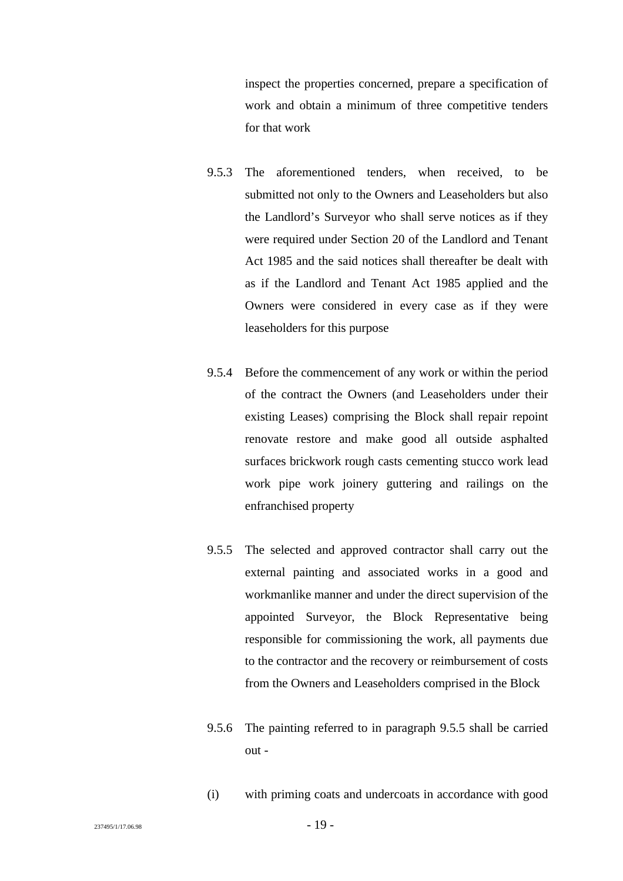inspect the properties concerned, prepare a specification of work and obtain a minimum of three competitive tenders for that work

9.5.3 The aforementioned tenders, when received, to be submitted not only to the Owners and Leaseholders but also the Landlord's Surveyor who shall serve notices as if they were required under Section 20 of the Landlord and Tenant Act 1985 and the said notices shall thereafter be dealt with as if the Landlord and Tenant Act 1985 applied and the Owners were considered in every case as if they were leaseholders for this purpose

9.5.4 Before the commencement of any work or within the period of the contract the Owners (and Leaseholders under their existing Leases) comprising the Block shall repair repoint renovate restore and make good all outside asphalted surfaces brickwork rough casts cementing stucco work lead work pipe work joinery guttering and railings on the enfranchised property

9.5.5 The selected and approved contractor shall carry out the external painting and associated works in a good and workmanlike manner and under the direct supervision of the appointed Surveyor, the Block Representative being responsible for commissioning the work, all payments due to the contractor and the recovery or reimbursement of costs from the Owners and Leaseholders comprised in the Block

9.5.6 The painting referred to in paragraph 9.5.5 shall be carried out -

(i) with priming coats and undercoats in accordance with good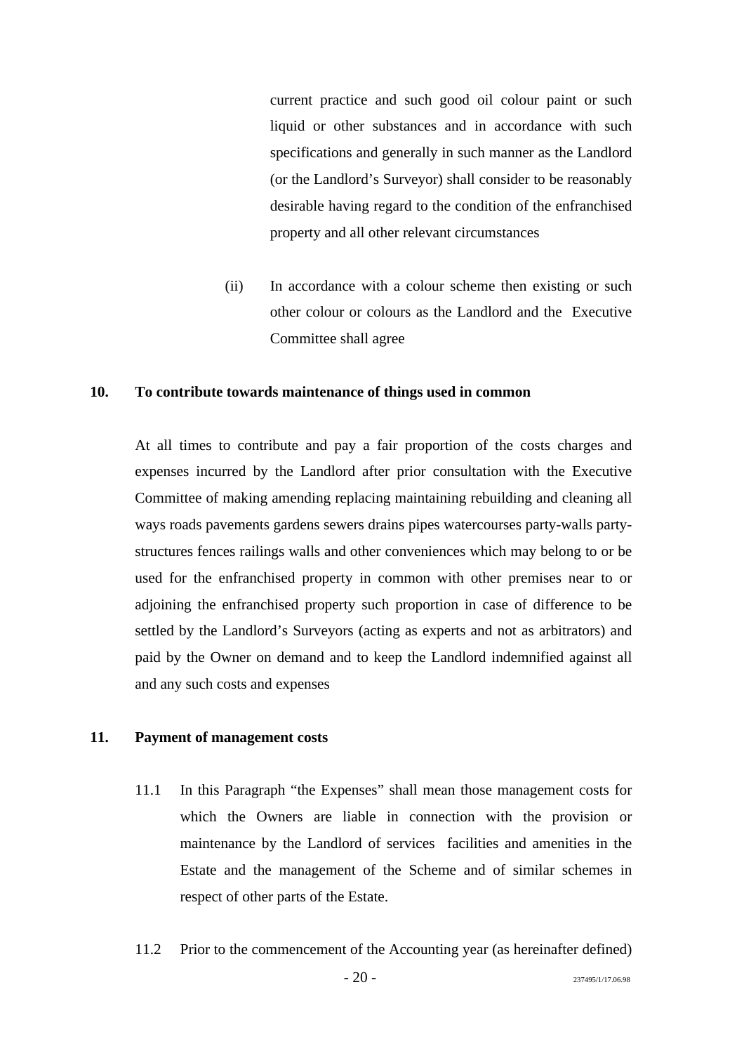current practice and such good oil colour paint or such liquid or other substances and in accordance with such specifications and generally in such manner as the Landlord (or the Landlord's Surveyor) shall consider to be reasonably desirable having regard to the condition of the enfranchised property and all other relevant circumstances

(ii) In accordance with a colour scheme then existing or such other colour or colours as the Landlord and the Executive Committee shall agree

**10. To contribute towards maintenance of things used in common**

At all times to contribute and pay a fair proportion of the costs charges and expenses incurred by the Landlord after prior consultation with the Executive Committee of making amending replacing maintaining rebuilding and cleaning all ways roads pavements gardens sewers drains pipes watercourses party-walls party-structures fences railings walls and other conveniences which may belong to or be used for the enfranchised property in common with other premises near to or adjoining the enfranchised property such proportion in case of difference to be settled by the Landlord's Surveyors (acting as experts and not as arbitrators) and paid by the Owner on demand and to keep the Landlord indemnified against all and any such costs and expenses

**11. Payment of management costs**

11.1 In this Paragraph "the Expenses" shall mean those management costs for which the Owners are liable in connection with the provision or maintenance by the Landlord of services facilities and amenities in the Estate and the management of the Scheme and of similar schemes in respect of other parts of the Estate.

11.2 Prior to the commencement of the Accounting year (as hereinafter defined)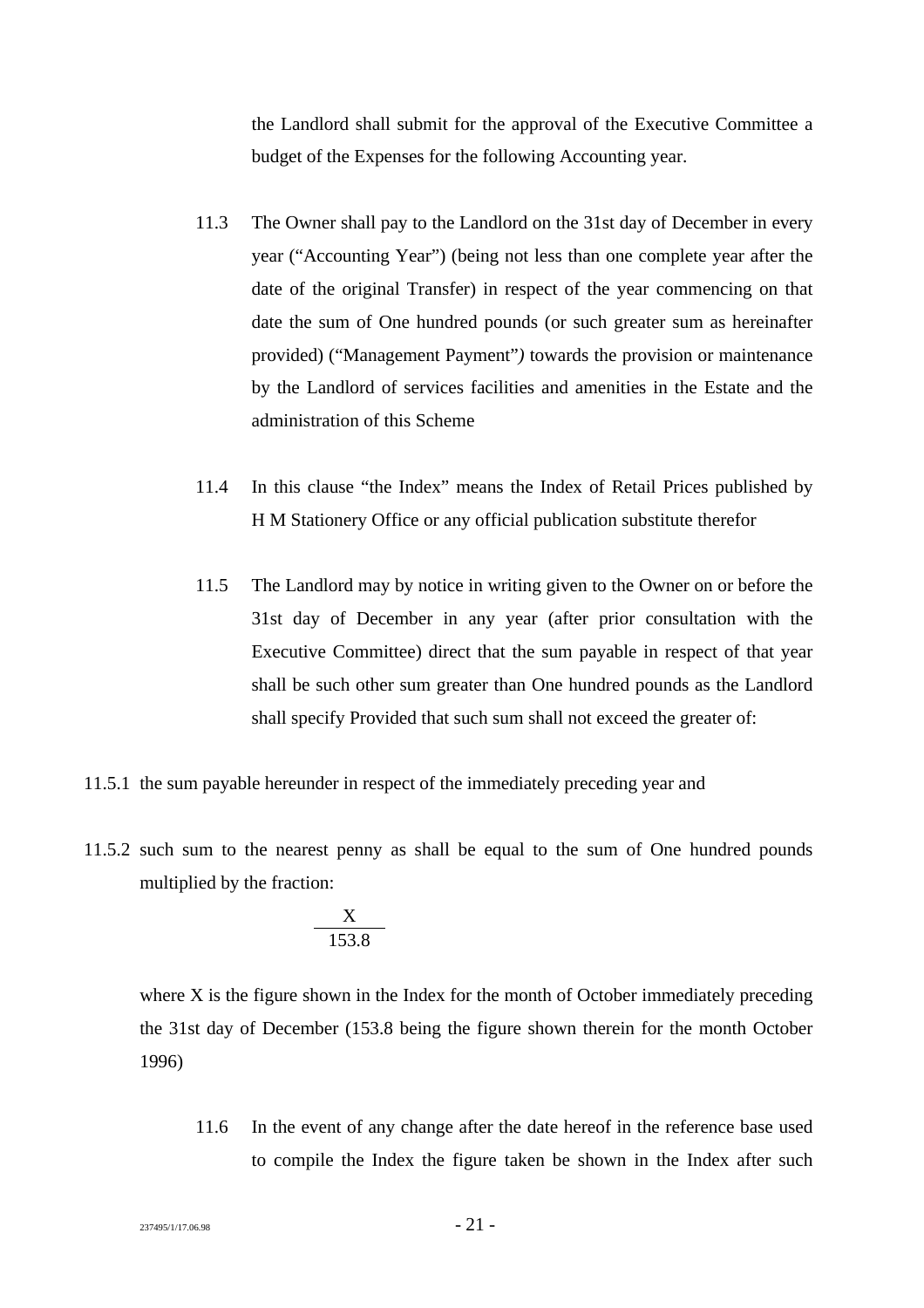the Landlord shall submit for the approval of the Executive Committee a budget of the Expenses for the following Accounting year.

11.3 The Owner shall pay to the Landlord on the 31st day of December in every year ("Accounting Year") (being not less than one complete year after the date of the original Transfer) in respect of the year commencing on that date the sum of One hundred pounds (or such greater sum as hereinafter provided) ("Management Payment") towards the provision or maintenance by the Landlord of services facilities and amenities in the Estate and the administration of this Scheme

11.4 In this clause "the Index" means the Index of Retail Prices published by H M Stationery Office or any official publication substitute therefor

11.5 The Landlord may by notice in writing given to the Owner on or before the 31st day of December in any year (after prior consultation with the Executive Committee) direct that the sum payable in respect of that year shall be such other sum greater than One hundred pounds as the Landlord shall specify Provided that such sum shall not exceed the greater of:

11.5.1 the sum payable hereunder in respect of the immediately preceding year and

11.5.2 such sum to the nearest penny as shall be equal to the sum of One hundred pounds multiplied by the fraction:

$$\frac{X}{153.8}$$

where X is the figure shown in the Index for the month of October immediately preceding the 31st day of December (153.8 being the figure shown therein for the month October 1996)

11.6 In the event of any change after the date hereof in the reference base used to compile the Index the figure taken be shown in the Index after such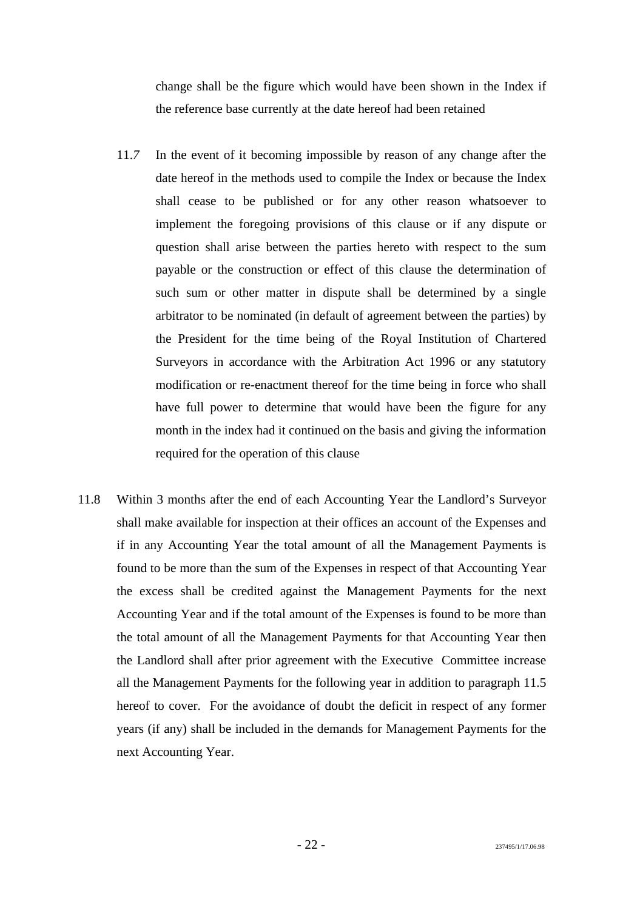change shall be the figure which would have been shown in the Index if the reference base currently at the date hereof had been retained

11.7 In the event of it becoming impossible by reason of any change after the date hereof in the methods used to compile the Index or because the Index shall cease to be published or for any other reason whatsoever to implement the foregoing provisions of this clause or if any dispute or question shall arise between the parties hereto with respect to the sum payable or the construction or effect of this clause the determination of such sum or other matter in dispute shall be determined by a single arbitrator to be nominated (in default of agreement between the parties) by the President for the time being of the Royal Institution of Chartered Surveyors in accordance with the Arbitration Act 1996 or any statutory modification or re-enactment thereof for the time being in force who shall have full power to determine that would have been the figure for any month in the index had it continued on the basis and giving the information required for the operation of this clause

11.8 Within 3 months after the end of each Accounting Year the Landlord's Surveyor shall make available for inspection at their offices an account of the Expenses and if in any Accounting Year the total amount of all the Management Payments is found to be more than the sum of the Expenses in respect of that Accounting Year the excess shall be credited against the Management Payments for the next Accounting Year and if the total amount of the Expenses is found to be more than the total amount of all the Management Payments for that Accounting Year then the Landlord shall after prior agreement with the Executive Committee increase all the Management Payments for the following year in addition to paragraph 11.5 hereof to cover. For the avoidance of doubt the deficit in respect of any former years (if any) shall be included in the demands for Management Payments for the next Accounting Year.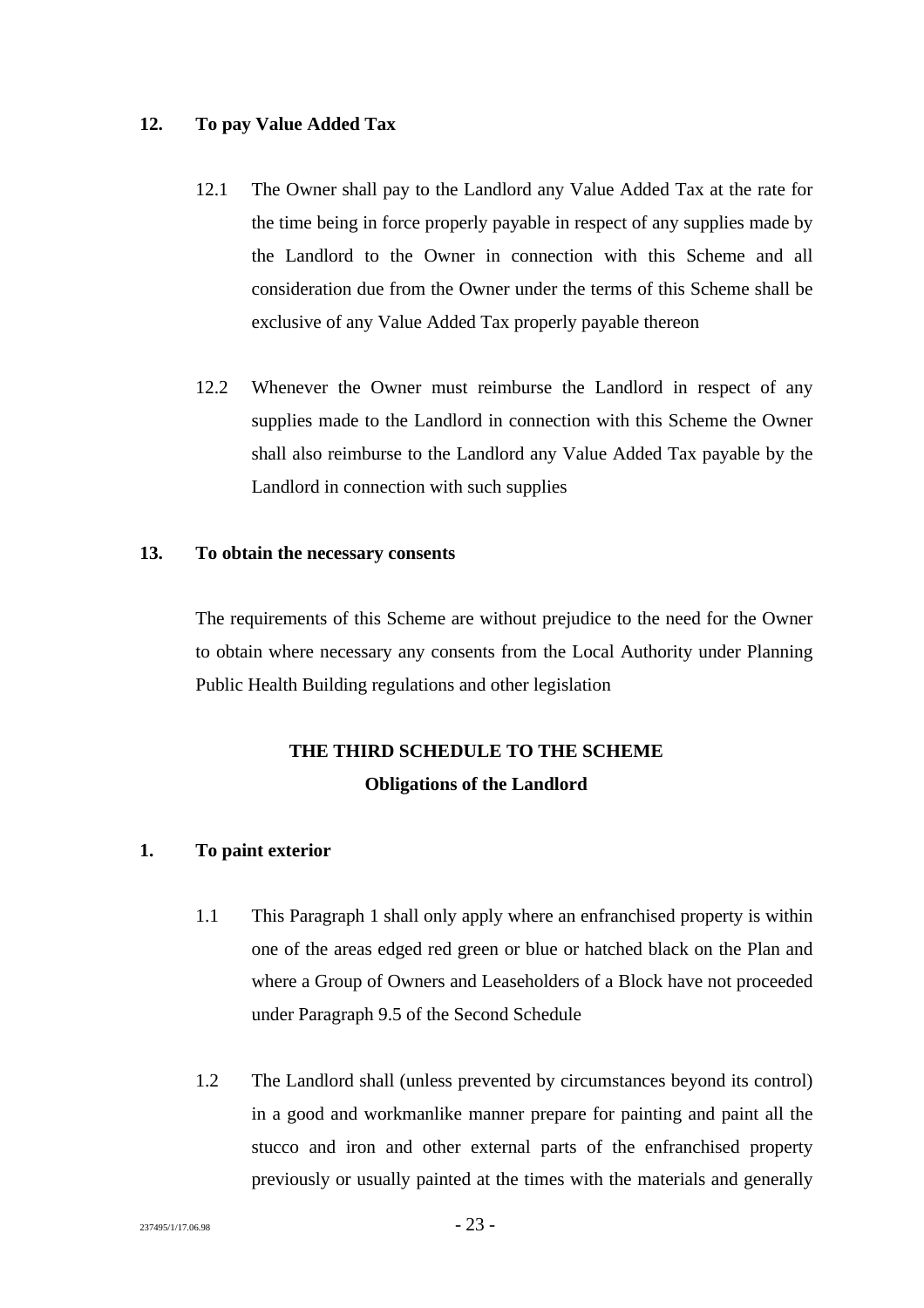**12. To pay Value Added Tax**

12.1 The Owner shall pay to the Landlord any Value Added Tax at the rate for the time being in force properly payable in respect of any supplies made by the Landlord to the Owner in connection with this Scheme and all consideration due from the Owner under the terms of this Scheme shall be exclusive of any Value Added Tax properly payable thereon

12.2 Whenever the Owner must reimburse the Landlord in respect of any supplies made to the Landlord in connection with this Scheme the Owner shall also reimburse to the Landlord any Value Added Tax payable by the Landlord in connection with such supplies

**13. To obtain the necessary consents**

The requirements of this Scheme are without prejudice to the need for the Owner to obtain where necessary any consents from the Local Authority under Planning Public Health Building regulations and other legislation

## THE THIRD SCHEDULE TO THE SCHEME
## Obligations of the Landlord

**1. To paint exterior**

1.1 This Paragraph 1 shall only apply where an enfranchised property is within one of the areas edged red green or blue or hatched black on the Plan and where a Group of Owners and Leaseholders of a Block have not proceeded under Paragraph 9.5 of the Second Schedule

1.2 The Landlord shall (unless prevented by circumstances beyond its control) in a good and workmanlike manner prepare for painting and paint all the stucco and iron and other external parts of the enfranchised property previously or usually painted at the times with the materials and generally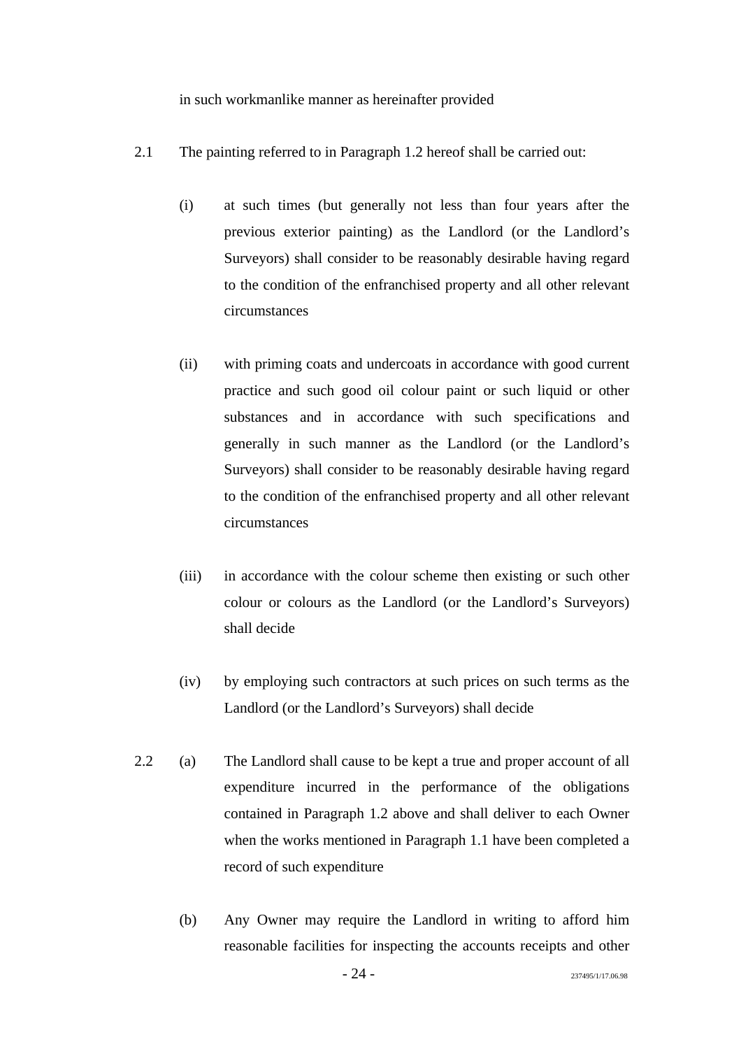in such workmanlike manner as hereinafter provided

2.1 The painting referred to in Paragraph 1.2 hereof shall be carried out:

(i) at such times (but generally not less than four years after the previous exterior painting) as the Landlord (or the Landlord's Surveyors) shall consider to be reasonably desirable having regard to the condition of the enfranchised property and all other relevant circumstances

(ii) with priming coats and undercoats in accordance with good current practice and such good oil colour paint or such liquid or other substances and in accordance with such specifications and generally in such manner as the Landlord (or the Landlord's Surveyors) shall consider to be reasonably desirable having regard to the condition of the enfranchised property and all other relevant circumstances

(iii) in accordance with the colour scheme then existing or such other colour or colours as the Landlord (or the Landlord's Surveyors) shall decide

(iv) by employing such contractors at such prices on such terms as the Landlord (or the Landlord's Surveyors) shall decide

2.2 (a) The Landlord shall cause to be kept a true and proper account of all expenditure incurred in the performance of the obligations contained in Paragraph 1.2 above and shall deliver to each Owner when the works mentioned in Paragraph 1.1 have been completed a record of such expenditure

(b) Any Owner may require the Landlord in writing to afford him reasonable facilities for inspecting the accounts receipts and other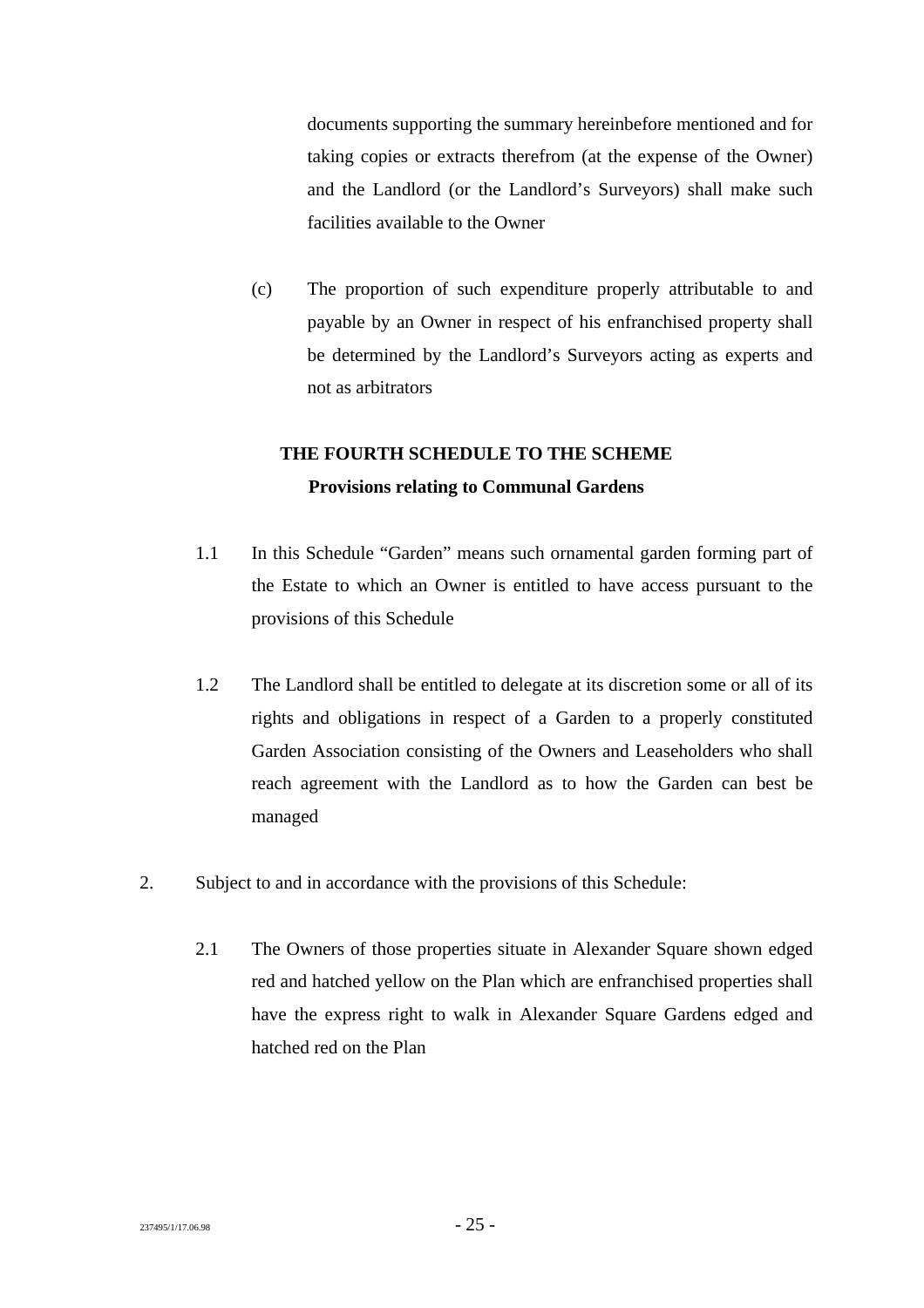documents supporting the summary hereinbefore mentioned and for taking copies or extracts therefrom (at the expense of the Owner) and the Landlord (or the Landlord's Surveyors) shall make such facilities available to the Owner

(c) The proportion of such expenditure properly attributable to and payable by an Owner in respect of his enfranchised property shall be determined by the Landlord's Surveyors acting as experts and not as arbitrators

## THE FOURTH SCHEDULE TO THE SCHEME

### Provisions relating to Communal Gardens

1.1 In this Schedule "Garden" means such ornamental garden forming part of the Estate to which an Owner is entitled to have access pursuant to the provisions of this Schedule

1.2 The Landlord shall be entitled to delegate at its discretion some or all of its rights and obligations in respect of a Garden to a properly constituted Garden Association consisting of the Owners and Leaseholders who shall reach agreement with the Landlord as to how the Garden can best be managed

2. Subject to and in accordance with the provisions of this Schedule:

2.1 The Owners of those properties situate in Alexander Square shown edged red and hatched yellow on the Plan which are enfranchised properties shall have the express right to walk in Alexander Square Gardens edged and hatched red on the Plan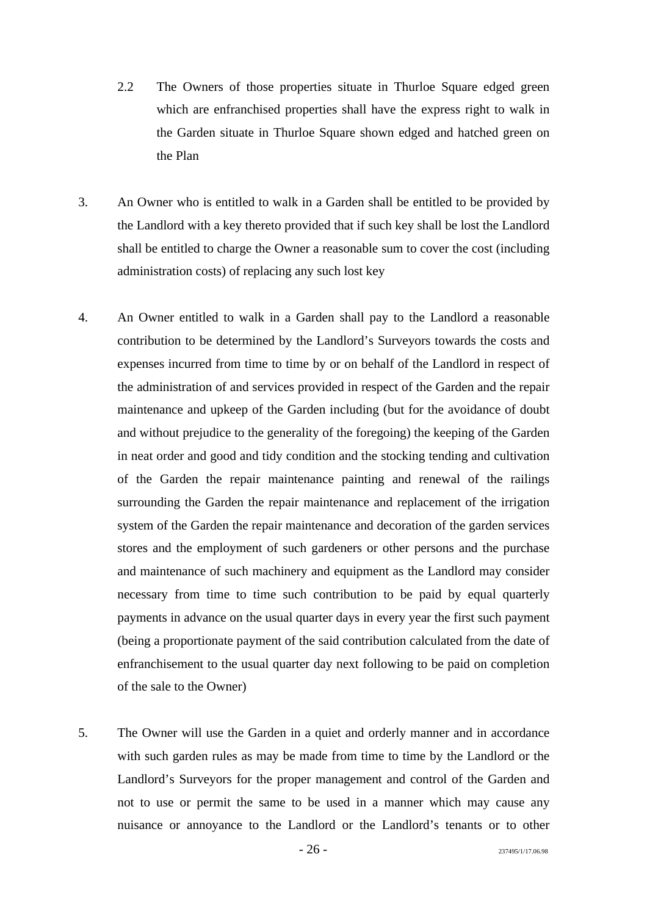2.2 The Owners of those properties situate in Thurloe Square edged green which are enfranchised properties shall have the express right to walk in the Garden situate in Thurloe Square shown edged and hatched green on the Plan

3. An Owner who is entitled to walk in a Garden shall be entitled to be provided by the Landlord with a key thereto provided that if such key shall be lost the Landlord shall be entitled to charge the Owner a reasonable sum to cover the cost (including administration costs) of replacing any such lost key

4. An Owner entitled to walk in a Garden shall pay to the Landlord a reasonable contribution to be determined by the Landlord's Surveyors towards the costs and expenses incurred from time to time by or on behalf of the Landlord in respect of the administration of and services provided in respect of the Garden and the repair maintenance and upkeep of the Garden including (but for the avoidance of doubt and without prejudice to the generality of the foregoing) the keeping of the Garden in neat order and good and tidy condition and the stocking tending and cultivation of the Garden the repair maintenance painting and renewal of the railings surrounding the Garden the repair maintenance and replacement of the irrigation system of the Garden the repair maintenance and decoration of the garden services stores and the employment of such gardeners or other persons and the purchase and maintenance of such machinery and equipment as the Landlord may consider necessary from time to time such contribution to be paid by equal quarterly payments in advance on the usual quarter days in every year the first such payment (being a proportionate payment of the said contribution calculated from the date of enfranchisement to the usual quarter day next following to be paid on completion of the sale to the Owner)

5. The Owner will use the Garden in a quiet and orderly manner and in accordance with such garden rules as may be made from time to time by the Landlord or the Landlord's Surveyors for the proper management and control of the Garden and not to use or permit the same to be used in a manner which may cause any nuisance or annoyance to the Landlord or the Landlord's tenants or to other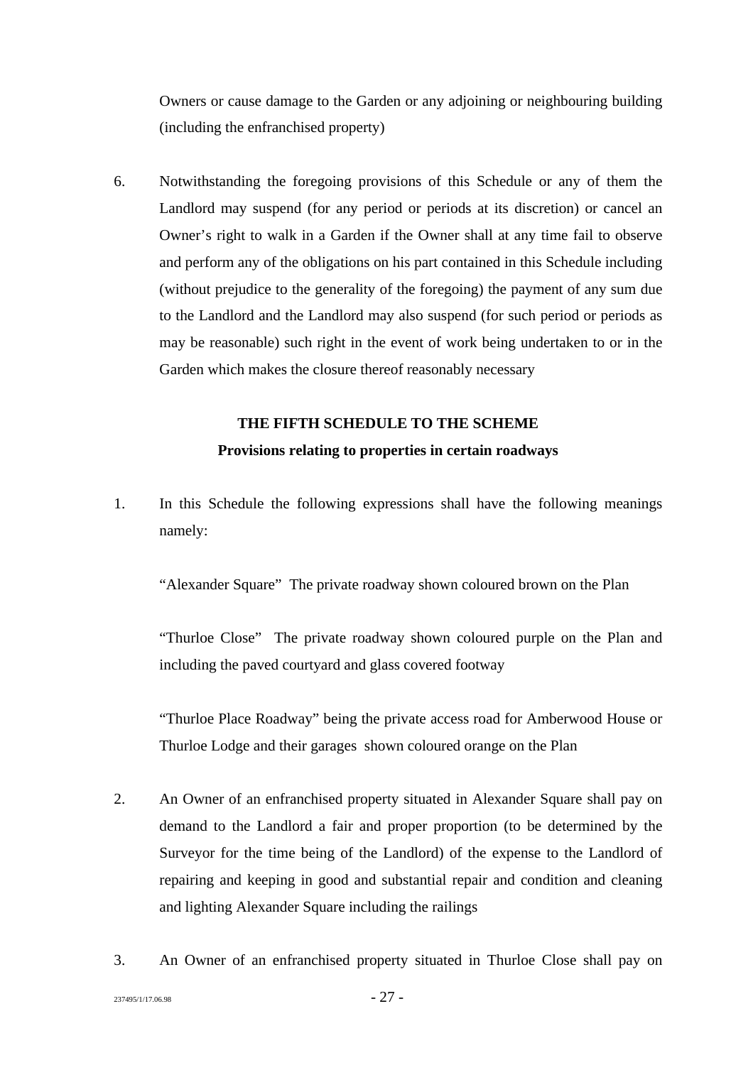Owners or cause damage to the Garden or any adjoining or neighbouring building (including the enfranchised property)

6. Notwithstanding the foregoing provisions of this Schedule or any of them the Landlord may suspend (for any period or periods at its discretion) or cancel an Owner's right to walk in a Garden if the Owner shall at any time fail to observe and perform any of the obligations on his part contained in this Schedule including (without prejudice to the generality of the foregoing) the payment of any sum due to the Landlord and the Landlord may also suspend (for such period or periods as may be reasonable) such right in the event of work being undertaken to or in the Garden which makes the closure thereof reasonably necessary

**THE FIFTH SCHEDULE TO THE SCHEME**

**Provisions relating to properties in certain roadways**

1. In this Schedule the following expressions shall have the following meanings namely:

   "Alexander Square" The private roadway shown coloured brown on the Plan

   "Thurloe Close" The private roadway shown coloured purple on the Plan and including the paved courtyard and glass covered footway

   "Thurloe Place Roadway" being the private access road for Amberwood House or Thurloe Lodge and their garages shown coloured orange on the Plan

2. An Owner of an enfranchised property situated in Alexander Square shall pay on demand to the Landlord a fair and proper proportion (to be determined by the Surveyor for the time being of the Landlord) of the expense to the Landlord of repairing and keeping in good and substantial repair and condition and cleaning and lighting Alexander Square including the railings

3. An Owner of an enfranchised property situated in Thurloe Close shall pay on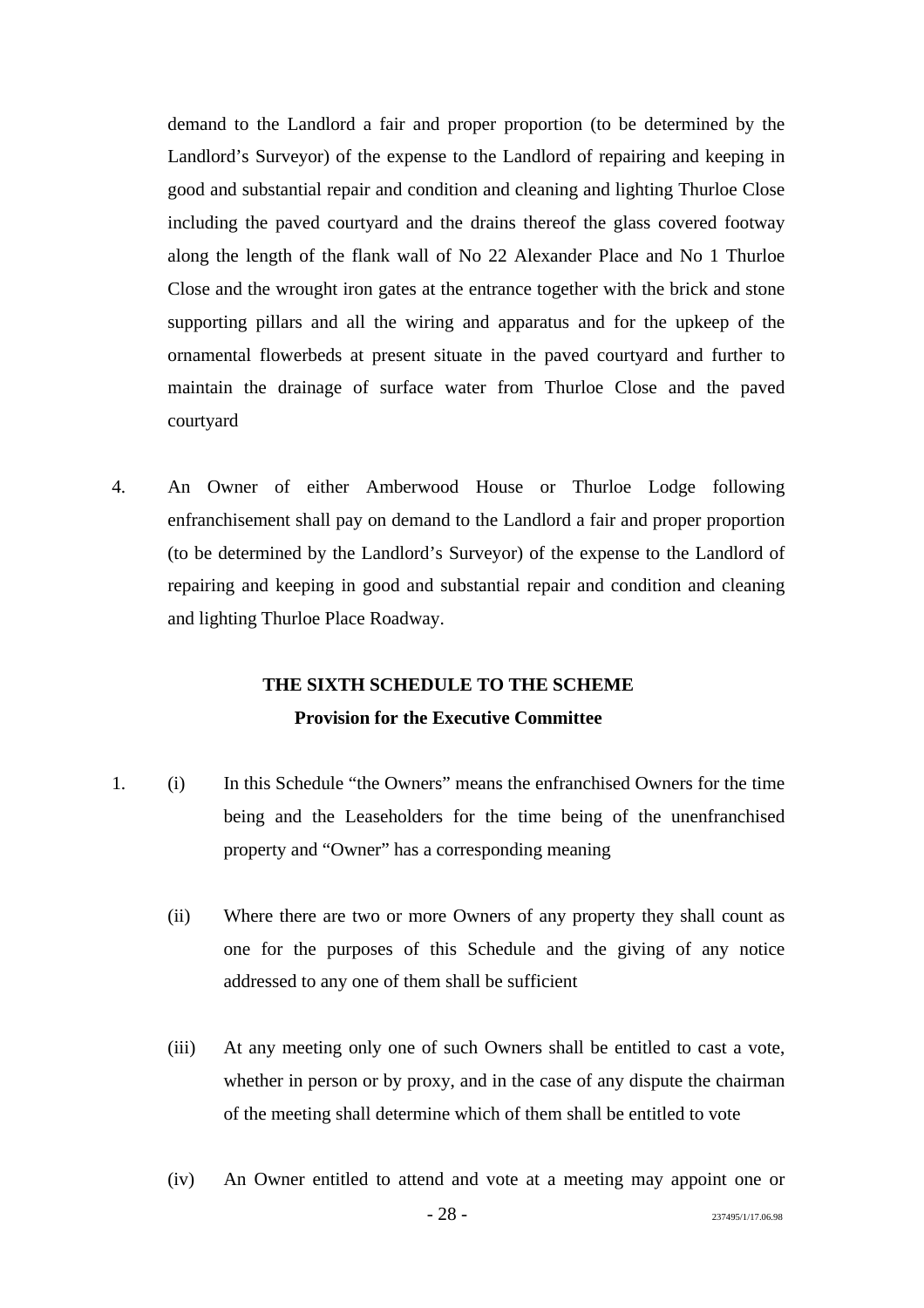demand to the Landlord a fair and proper proportion (to be determined by the Landlord's Surveyor) of the expense to the Landlord of repairing and keeping in good and substantial repair and condition and cleaning and lighting Thurloe Close including the paved courtyard and the drains thereof the glass covered footway along the length of the flank wall of No 22 Alexander Place and No 1 Thurloe Close and the wrought iron gates at the entrance together with the brick and stone supporting pillars and all the wiring and apparatus and for the upkeep of the ornamental flowerbeds at present situate in the paved courtyard and further to maintain the drainage of surface water from Thurloe Close and the paved courtyard

4. An Owner of either Amberwood House or Thurloe Lodge following enfranchisement shall pay on demand to the Landlord a fair and proper proportion (to be determined by the Landlord's Surveyor) of the expense to the Landlord of repairing and keeping in good and substantial repair and condition and cleaning and lighting Thurloe Place Roadway.

## THE SIXTH SCHEDULE TO THE SCHEME

### Provision for the Executive Committee

1. (i) In this Schedule "the Owners" means the enfranchised Owners for the time being and the Leaseholders for the time being of the unenfranchised property and "Owner" has a corresponding meaning

   (ii) Where there are two or more Owners of any property they shall count as one for the purposes of this Schedule and the giving of any notice addressed to any one of them shall be sufficient

   (iii) At any meeting only one of such Owners shall be entitled to cast a vote, whether in person or by proxy, and in the case of any dispute the chairman of the meeting shall determine which of them shall be entitled to vote

   (iv) An Owner entitled to attend and vote at a meeting may appoint one or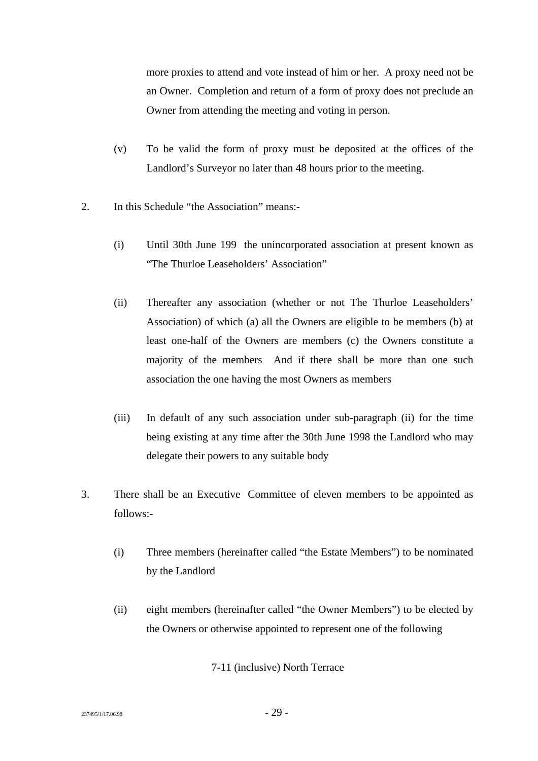more proxies to attend and vote instead of him or her. A proxy need not be an Owner. Completion and return of a form of proxy does not preclude an Owner from attending the meeting and voting in person.

(v) To be valid the form of proxy must be deposited at the offices of the Landlord's Surveyor no later than 48 hours prior to the meeting.

2. In this Schedule "the Association" means:-

(i) Until 30th June 199 the unincorporated association at present known as "The Thurloe Leaseholders' Association"

(ii) Thereafter any association (whether or not The Thurloe Leaseholders' Association) of which (a) all the Owners are eligible to be members (b) at least one-half of the Owners are members (c) the Owners constitute a majority of the members And if there shall be more than one such association the one having the most Owners as members

(iii) In default of any such association under sub-paragraph (ii) for the time being existing at any time after the 30th June 1998 the Landlord who may delegate their powers to any suitable body

3. There shall be an Executive Committee of eleven members to be appointed as follows:-

(i) Three members (hereinafter called "the Estate Members") to be nominated by the Landlord

(ii) eight members (hereinafter called "the Owner Members") to be elected by the Owners or otherwise appointed to represent one of the following

7-11 (inclusive) North Terrace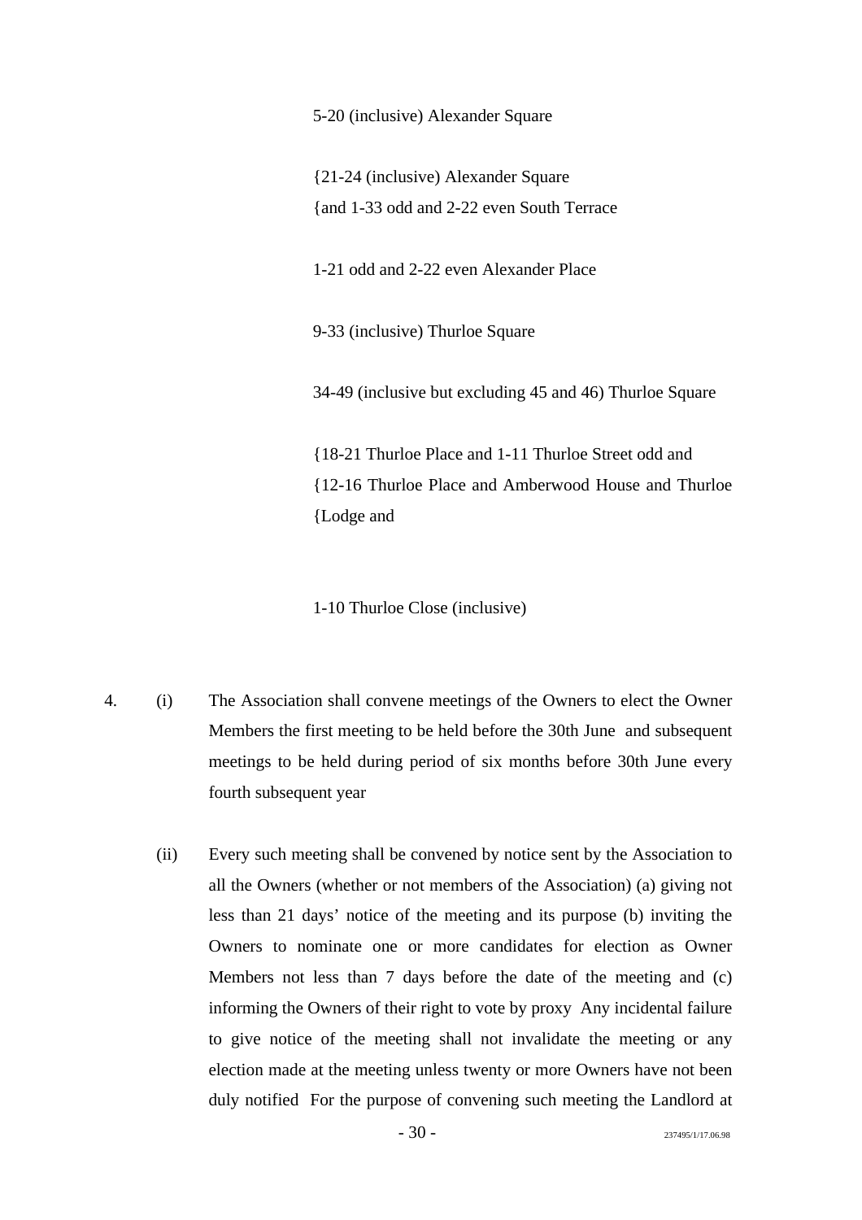5-20 (inclusive) Alexander Square

{21-24 (inclusive) Alexander Square
{and 1-33 odd and 2-22 even South Terrace

1-21 odd and 2-22 even Alexander Place

9-33 (inclusive) Thurloe Square

34-49 (inclusive but excluding 45 and 46) Thurloe Square

{18-21 Thurloe Place and 1-11 Thurloe Street odd and
{12-16 Thurloe Place and Amberwood House and Thurloe
{Lodge and

1-10 Thurloe Close (inclusive)

4. (i) The Association shall convene meetings of the Owners to elect the Owner Members the first meeting to be held before the 30th June and subsequent meetings to be held during period of six months before 30th June every fourth subsequent year

(ii) Every such meeting shall be convened by notice sent by the Association to all the Owners (whether or not members of the Association) (a) giving not less than 21 days' notice of the meeting and its purpose (b) inviting the Owners to nominate one or more candidates for election as Owner Members not less than 7 days before the date of the meeting and (c) informing the Owners of their right to vote by proxy Any incidental failure to give notice of the meeting shall not invalidate the meeting or any election made at the meeting unless twenty or more Owners have not been duly notified For the purpose of convening such meeting the Landlord at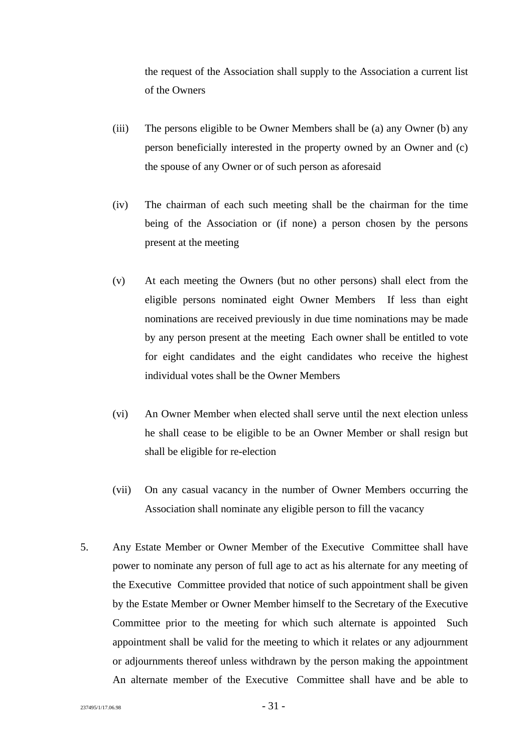the request of the Association shall supply to the Association a current list of the Owners

(iii) The persons eligible to be Owner Members shall be (a) any Owner (b) any person beneficially interested in the property owned by an Owner and (c) the spouse of any Owner or of such person as aforesaid

(iv) The chairman of each such meeting shall be the chairman for the time being of the Association or (if none) a person chosen by the persons present at the meeting

(v) At each meeting the Owners (but no other persons) shall elect from the eligible persons nominated eight Owner Members  If less than eight nominations are received previously in due time nominations may be made by any person present at the meeting  Each owner shall be entitled to vote for eight candidates and the eight candidates who receive the highest individual votes shall be the Owner Members

(vi) An Owner Member when elected shall serve until the next election unless he shall cease to be eligible to be an Owner Member or shall resign but shall be eligible for re-election

(vii) On any casual vacancy in the number of Owner Members occurring the Association shall nominate any eligible person to fill the vacancy

5. Any Estate Member or Owner Member of the Executive  Committee shall have power to nominate any person of full age to act as his alternate for any meeting of the Executive  Committee provided that notice of such appointment shall be given by the Estate Member or Owner Member himself to the Secretary of the Executive Committee prior to the meeting for which such alternate is appointed  Such appointment shall be valid for the meeting to which it relates or any adjournment or adjournments thereof unless withdrawn by the person making the appointment An alternate member of the Executive  Committee shall have and be able to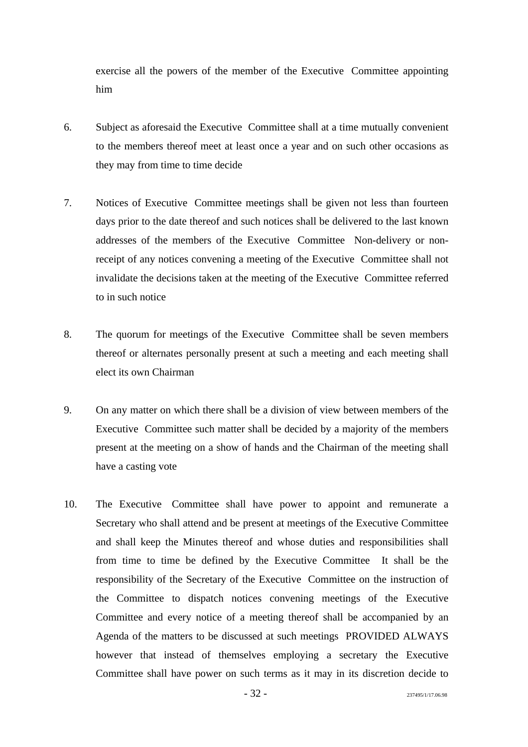exercise all the powers of the member of the Executive Committee appointing him

6. Subject as aforesaid the Executive Committee shall at a time mutually convenient to the members thereof meet at least once a year and on such other occasions as they may from time to time decide

7. Notices of Executive Committee meetings shall be given not less than fourteen days prior to the date thereof and such notices shall be delivered to the last known addresses of the members of the Executive Committee Non-delivery or non-receipt of any notices convening a meeting of the Executive Committee shall not invalidate the decisions taken at the meeting of the Executive Committee referred to in such notice

8. The quorum for meetings of the Executive Committee shall be seven members thereof or alternates personally present at such a meeting and each meeting shall elect its own Chairman

9. On any matter on which there shall be a division of view between members of the Executive Committee such matter shall be decided by a majority of the members present at the meeting on a show of hands and the Chairman of the meeting shall have a casting vote

10. The Executive Committee shall have power to appoint and remunerate a Secretary who shall attend and be present at meetings of the Executive Committee and shall keep the Minutes thereof and whose duties and responsibilities shall from time to time be defined by the Executive Committee It shall be the responsibility of the Secretary of the Executive Committee on the instruction of the Committee to dispatch notices convening meetings of the Executive Committee and every notice of a meeting thereof shall be accompanied by an Agenda of the matters to be discussed at such meetings PROVIDED ALWAYS however that instead of themselves employing a secretary the Executive Committee shall have power on such terms as it may in its discretion decide to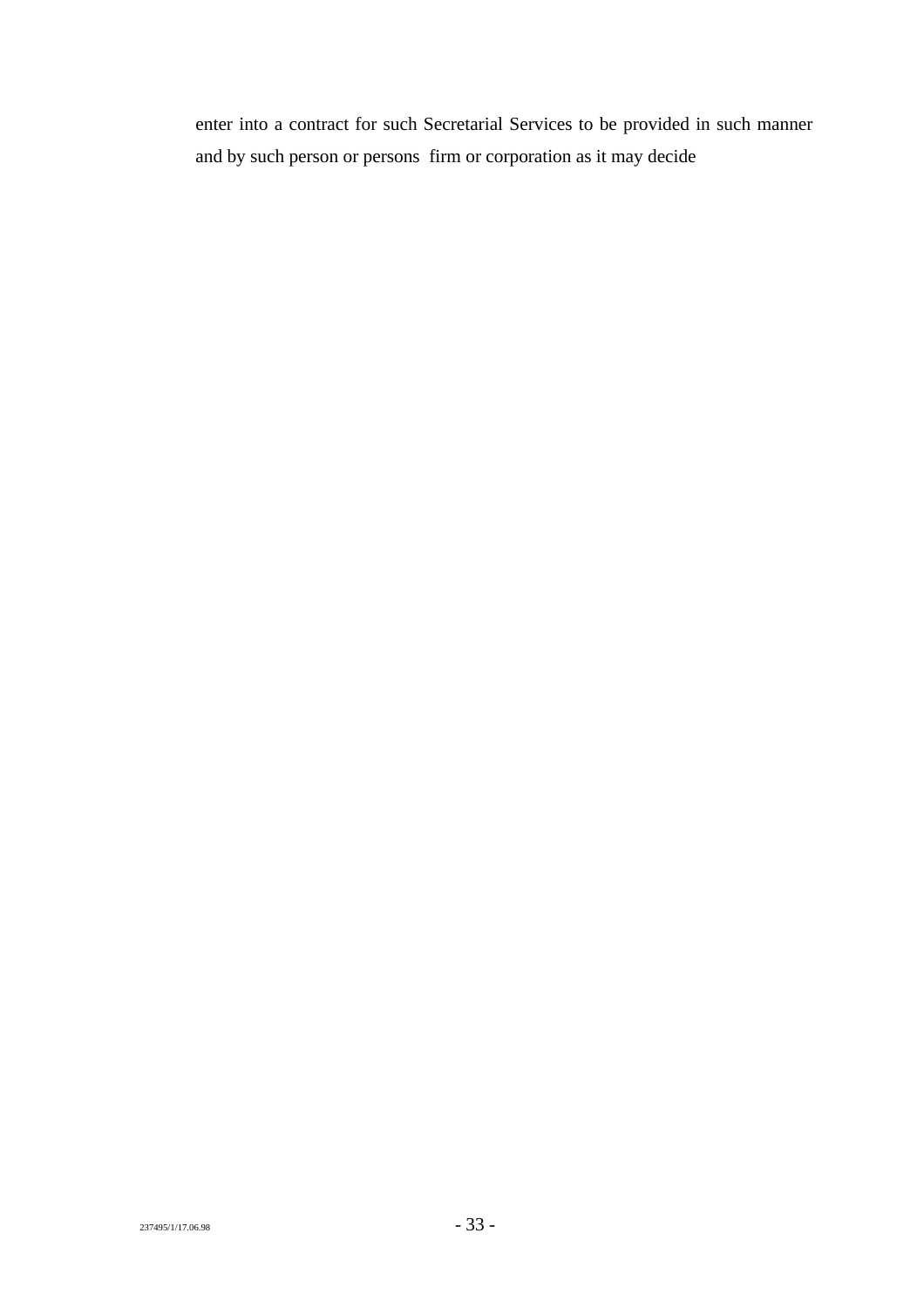enter into a contract for such Secretarial Services to be provided in such manner and by such person or persons firm or corporation as it may decide